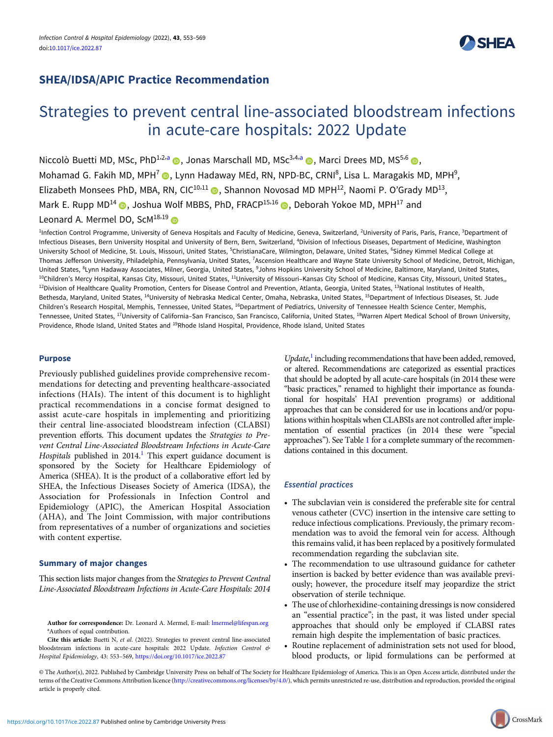## SHEA/IDSA/APIC Practice Recommendation

# Strategies to prevent central line-associated bloodstream infections in acute-care hospitals: 2022 Update

Niccolò Buetti MD, MSc, PhD[1,2,a], Jonas Marschall MD, MSc[3,4,a], Marci Drees MD, MS[5,6], Mohamad G. Fakih MD, MPH[7], Lynn Hadaway MEd, RN, NPD-BC, CRNI[8], Lisa L. Maragakis MD, MPH[9], Elizabeth Monsees PhD, MBA, RN, CIC[10,11], Shannon Novosad MD MPH[12], Naomi P. O'Grady MD[13], Mark E. Rupp MD[14], Joshua Wolf MBBS, PhD, FRACP[15,16], Deborah Yokoe MD, MPH[17] and Leonard A. Mermel DO, ScM[18,19]

[1]Infection Control Programme, University of Geneva Hospitals and Faculty of Medicine, Geneva, Switzerland, [2]University of Paris, Paris, France, [3]Department of Infectious Diseases, Bern University Hospital and University of Bern, Bern, Switzerland, [4]Division of Infectious Diseases, Department of Medicine, Washington University School of Medicine, St. Louis, Missouri, United States, [5]ChristianaCare, Wilmington, Delaware, United States, [6]Sidney Kimmel Medical College at Thomas Jefferson University, Philadelphia, Pennsylvania, United States, [7]Ascension Healthcare and Wayne State University School of Medicine, Detroit, Michigan, United States, [8]Lynn Hadaway Associates, Milner, Georgia, United States, [9]Johns Hopkins University School of Medicine, Baltimore, Maryland, United States, [10]Children's Mercy Hospital, Kansas City, Missouri, United States, [11]University of Missouri–Kansas City School of Medicine, Kansas City, Missouri, United States,, [12]Division of Healthcare Quality Promotion, Centers for Disease Control and Prevention, Atlanta, Georgia, United States, [13]National Institutes of Health, Bethesda, Maryland, United States, [14]University of Nebraska Medical Center, Omaha, Nebraska, United States, [15]Department of Infectious Diseases, St. Jude Children's Research Hospital, Memphis, Tennessee, United States, [16]Department of Pediatrics, University of Tennessee Health Science Center, Memphis, Tennessee, United States, [17]University of California–San Francisco, San Francisco, California, United States, [18]Warren Alpert Medical School of Brown University, Providence, Rhode Island, United States and [19]Rhode Island Hospital, Providence, Rhode Island, United States

### Purpose

Previously published guidelines provide comprehensive recommendations for detecting and preventing healthcare-associated infections (HAIs). The intent of this document is to highlight practical recommendations in a concise format designed to assist acute-care hospitals in implementing and prioritizing their central line-associated bloodstream infection (CLABSI) prevention efforts. This document updates the *Strategies to Prevent Central Line-Associated Bloodstream Infections in Acute-Care Hospitals* published in 2014.[1] This expert guidance document is sponsored by the Society for Healthcare Epidemiology of America (SHEA). It is the product of a collaborative effort led by SHEA, the Infectious Diseases Society of America (IDSA), the Association for Professionals in Infection Control and Epidemiology (APIC), the American Hospital Association (AHA), and The Joint Commission, with major contributions from representatives of a number of organizations and societies with content expertise.

### Summary of major changes

This section lists major changes from the *Strategies to Prevent Central Line-Associated Bloodstream Infections in Acute-Care Hospitals: 2014 Update*,[1] including recommendations that have been added, removed, or altered. Recommendations are categorized as essential practices that should be adopted by all acute-care hospitals (in 2014 these were "basic practices," renamed to highlight their importance as foundational for hospitals' HAI prevention programs) or additional approaches that can be considered for use in locations and/or populations within hospitals when CLABSIs are not controlled after implementation of essential practices (in 2014 these were "special approaches"). See Table 1 for a complete summary of the recommendations contained in this document.

#### *Essential practices*

- The subclavian vein is considered the preferable site for central venous catheter (CVC) insertion in the intensive care setting to reduce infectious complications. Previously, the primary recommendation was to avoid the femoral vein for access. Although this remains valid, it has been replaced by a positively formulated recommendation regarding the subclavian site.
- The recommendation to use ultrasound guidance for catheter insertion is backed by better evidence than was available previously; however, the procedure itself may jeopardize the strict observation of sterile technique.
- The use of chlorhexidine-containing dressings is now considered an "essential practice"; in the past, it was listed under special approaches that should only be employed if CLABSI rates remain high despite the implementation of basic practices.
- Routine replacement of administration sets not used for blood, blood products, or lipid formulations can be performed at

**Author for correspondence:** Dr. Leonard A. Mermel, E-mail: lmermel@lifespan.org
[a]Authors of equal contribution.

**Cite this article:** Buetti N, *et al.* (2022). Strategies to prevent central line-associated bloodstream infections in acute-care hospitals: 2022 Update. *Infection Control & Hospital Epidemiology*, 43: 553–569, https://doi.org/10.1017/ice.2022.87

© The Author(s), 2022. Published by Cambridge University Press on behalf of The Society for Healthcare Epidemiology of America. This is an Open Access article, distributed under the terms of the Creative Commons Attribution licence (http://creativecommons.org/licenses/by/4.0/), which permits unrestricted re-use, distribution and reproduction, provided the original article is properly cited.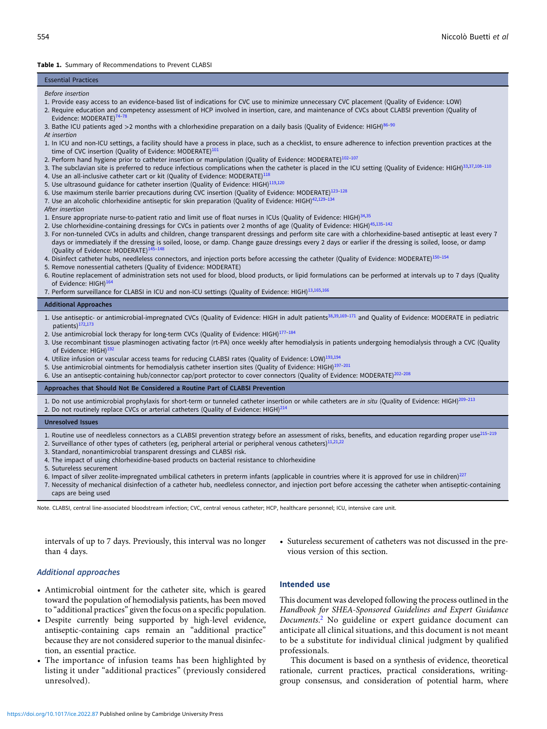**Table 1.** Summary of Recommendations to Prevent CLABSI

| Essential Practices |
|---|
| *Before insertion* |
| 1. Provide easy access to an evidence-based list of indications for CVC use to minimize unnecessary CVC placement (Quality of Evidence: LOW) |
| 2. Require education and competency assessment of HCP involved in insertion, care, and maintenance of CVCs about CLABSI prevention (Quality of Evidence: MODERATE)[74–78] |
| 3. Bathe ICU patients aged >2 months with a chlorhexidine preparation on a daily basis (Quality of Evidence: HIGH)[86–90] |
| *At insertion* |
| 1. In ICU and non-ICU settings, a facility should have a process in place, such as a checklist, to ensure adherence to infection prevention practices at the time of CVC insertion (Quality of Evidence: MODERATE)[101] |
| 2. Perform hand hygiene prior to catheter insertion or manipulation (Quality of Evidence: MODERATE)[102–107] |
| 3. The subclavian site is preferred to reduce infectious complications when the catheter is placed in the ICU setting (Quality of Evidence: HIGH)[33,37,108–110] |
| 4. Use an all-inclusive catheter cart or kit (Quality of Evidence: MODERATE)[118] |
| 5. Use ultrasound guidance for catheter insertion (Quality of Evidence: HIGH)[119,120] |
| 6. Use maximum sterile barrier precautions during CVC insertion (Quality of Evidence: MODERATE)[123–128] |
| 7. Use an alcoholic chlorhexidine antiseptic for skin preparation (Quality of Evidence: HIGH)[42,129–134] |
| *After insertion* |
| 1. Ensure appropriate nurse-to-patient ratio and limit use of float nurses in ICUs (Quality of Evidence: HIGH)[34,35] |
| 2. Use chlorhexidine-containing dressings for CVCs in patients over 2 months of age (Quality of Evidence: HIGH)[45,135–142] |
| 3. For non-tunneled CVCs in adults and children, change transparent dressings and perform site care with a chlorhexidine-based antiseptic at least every 7 days or immediately if the dressing is soiled, loose, or damp. Change gauze dressings every 2 days or earlier if the dressing is soiled, loose, or damp (Quality of Evidence: MODERATE)[145–148] |
| 4. Disinfect catheter hubs, needleless connectors, and injection ports before accessing the catheter (Quality of Evidence: MODERATE)[150–154] |
| 5. Remove nonessential catheters (Quality of Evidence: MODERATE) |
| 6. Routine replacement of administration sets not used for blood, blood products, or lipid formulations can be performed at intervals up to 7 days (Quality of Evidence: HIGH)[164] |
| 7. Perform surveillance for CLABSI in ICU and non-ICU settings (Quality of Evidence: HIGH)[13,165,166] |
| **Additional Approaches** |
| 1. Use antiseptic- or antimicrobial-impregnated CVCs (Quality of Evidence: HIGH in adult patients[38,39,169–171] and Quality of Evidence: MODERATE in pediatric patients)[172,173] |
| 2. Use antimicrobial lock therapy for long-term CVCs (Quality of Evidence: HIGH)[177–184] |
| 3. Use recombinant tissue plasminogen activating factor (rt-PA) once weekly after hemodialysis in patients undergoing hemodialysis through a CVC (Quality of Evidence: HIGH)[192] |
| 4. Utilize infusion or vascular access teams for reducing CLABSI rates (Quality of Evidence: LOW)[193,194] |
| 5. Use antimicrobial ointments for hemodialysis catheter insertion sites (Quality of Evidence: HIGH)[197–201] |
| 6. Use an antiseptic-containing hub/connector cap/port protector to cover connectors (Quality of Evidence: MODERATE)[202–208] |
| **Approaches that Should Not Be Considered a Routine Part of CLABSI Prevention** |
| 1. Do not use antimicrobial prophylaxis for short-term or tunneled catheter insertion or while catheters are *in situ* (Quality of Evidence: HIGH)[209–213] |
| 2. Do not routinely replace CVCs or arterial catheters (Quality of Evidence: HIGH)[214] |
| **Unresolved Issues** |
| 1. Routine use of needleless connectors as a CLABSI prevention strategy before an assessment of risks, benefits, and education regarding proper use[215–219] |
| 2. Surveillance of other types of catheters (eg, peripheral arterial or peripheral venous catheters)[11,21,22] |
| 3. Standard, nonantimicrobial transparent dressings and CLABSI risk. |
| 4. The impact of using chlorhexidine-based products on bacterial resistance to chlorhexidine |
| 5. Sutureless securement |
| 6. Impact of silver zeolite-impregnated umbilical catheters in preterm infants (applicable in countries where it is approved for use in children)[227] |
| 7. Necessity of mechanical disinfection of a catheter hub, needleless connector, and injection port before accessing the catheter when antiseptic-containing caps are being used |

Note. CLABSI, central line-associated bloodstream infection; CVC, central venous catheter; HCP, healthcare personnel; ICU, intensive care unit.

intervals of up to 7 days. Previously, this interval was no longer than 4 days.

- Sutureless securement of catheters was not discussed in the previous version of this section.

### *Additional approaches*

- Antimicrobial ointment for the catheter site, which is geared toward the population of hemodialysis patients, has been moved to "additional practices" given the focus on a specific population.
- Despite currently being supported by high-level evidence, antiseptic-containing caps remain an "additional practice" because they are not considered superior to the manual disinfection, an essential practice.
- The importance of infusion teams has been highlighted by listing it under "additional practices" (previously considered unresolved).

## Intended use

This document was developed following the process outlined in the *Handbook for SHEA-Sponsored Guidelines and Expert Guidance Documents*.[2] No guideline or expert guidance document can anticipate all clinical situations, and this document is not meant to be a substitute for individual clinical judgment by qualified professionals.

This document is based on a synthesis of evidence, theoretical rationale, current practices, practical considerations, writing-group consensus, and consideration of potential harm, where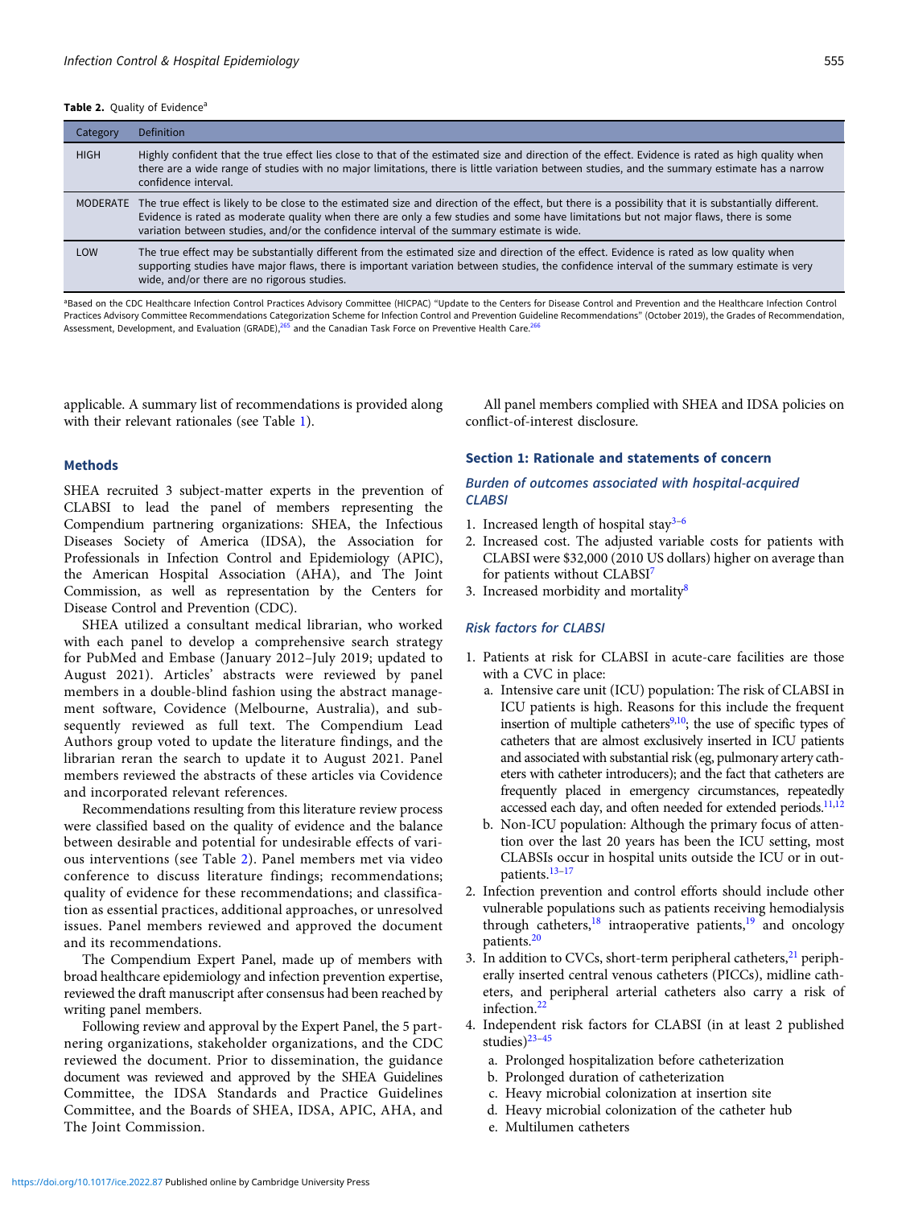**Table 2.** Quality of Evidence[a]

| Category | Definition |
|---|---|
| HIGH | Highly confident that the true effect lies close to that of the estimated size and direction of the effect. Evidence is rated as high quality when there are a wide range of studies with no major limitations, there is little variation between studies, and the summary estimate has a narrow confidence interval. |
| MODERATE | The true effect is likely to be close to the estimated size and direction of the effect, but there is a possibility that it is substantially different. Evidence is rated as moderate quality when there are only a few studies and some have limitations but not major flaws, there is some variation between studies, and/or the confidence interval of the summary estimate is wide. |
| LOW | The true effect may be substantially different from the estimated size and direction of the effect. Evidence is rated as low quality when supporting studies have major flaws, there is important variation between studies, the confidence interval of the summary estimate is very wide, and/or there are no rigorous studies. |

[a]Based on the CDC Healthcare Infection Control Practices Advisory Committee (HICPAC) "Update to the Centers for Disease Control and Prevention and the Healthcare Infection Control Practices Advisory Committee Recommendations Categorization Scheme for Infection Control and Prevention Guideline Recommendations" (October 2019), the Grades of Recommendation, Assessment, Development, and Evaluation (GRADE),[265] and the Canadian Task Force on Preventive Health Care.[266]

applicable. A summary list of recommendations is provided along with their relevant rationales (see Table 1).

### Methods

SHEA recruited 3 subject-matter experts in the prevention of CLABSI to lead the panel of members representing the Compendium partnering organizations: SHEA, the Infectious Diseases Society of America (IDSA), the Association for Professionals in Infection Control and Epidemiology (APIC), the American Hospital Association (AHA), and The Joint Commission, as well as representation by the Centers for Disease Control and Prevention (CDC).

SHEA utilized a consultant medical librarian, who worked with each panel to develop a comprehensive search strategy for PubMed and Embase (January 2012–July 2019; updated to August 2021). Articles' abstracts were reviewed by panel members in a double-blind fashion using the abstract management software, Covidence (Melbourne, Australia), and subsequently reviewed as full text. The Compendium Lead Authors group voted to update the literature findings, and the librarian reran the search to update it to August 2021. Panel members reviewed the abstracts of these articles via Covidence and incorporated relevant references.

Recommendations resulting from this literature review process were classified based on the quality of evidence and the balance between desirable and potential for undesirable effects of various interventions (see Table 2). Panel members met via video conference to discuss literature findings; recommendations; quality of evidence for these recommendations; and classification as essential practices, additional approaches, or unresolved issues. Panel members reviewed and approved the document and its recommendations.

The Compendium Expert Panel, made up of members with broad healthcare epidemiology and infection prevention expertise, reviewed the draft manuscript after consensus had been reached by writing panel members.

Following review and approval by the Expert Panel, the 5 partnering organizations, stakeholder organizations, and the CDC reviewed the document. Prior to dissemination, the guidance document was reviewed and approved by the SHEA Guidelines Committee, the IDSA Standards and Practice Guidelines Committee, and the Boards of SHEA, IDSA, APIC, AHA, and The Joint Commission.

All panel members complied with SHEA and IDSA policies on conflict-of-interest disclosure.

### Section 1: Rationale and statements of concern

#### *Burden of outcomes associated with hospital-acquired CLABSI*

1. Increased length of hospital stay[3–6]
2. Increased cost. The adjusted variable costs for patients with CLABSI were $32,000 (2010 US dollars) higher on average than for patients without CLABSI[7]
3. Increased morbidity and mortality[8]

#### *Risk factors for CLABSI*

1. Patients at risk for CLABSI in acute-care facilities are those with a CVC in place:
   a. Intensive care unit (ICU) population: The risk of CLABSI in ICU patients is high. Reasons for this include the frequent insertion of multiple catheters[9,10]; the use of specific types of catheters that are almost exclusively inserted in ICU patients and associated with substantial risk (eg, pulmonary artery catheters with catheter introducers); and the fact that catheters are frequently placed in emergency circumstances, repeatedly accessed each day, and often needed for extended periods.[11,12]
   b. Non-ICU population: Although the primary focus of attention over the last 20 years has been the ICU setting, most CLABSIs occur in hospital units outside the ICU or in outpatients.[13–17]
2. Infection prevention and control efforts should include other vulnerable populations such as patients receiving hemodialysis through catheters,[18] intraoperative patients,[19] and oncology patients.[20]
3. In addition to CVCs, short-term peripheral catheters,[21] peripherally inserted central venous catheters (PICCs), midline catheters, and peripheral arterial catheters also carry a risk of infection.[22]
4. Independent risk factors for CLABSI (in at least 2 published studies)[23–45]
   a. Prolonged hospitalization before catheterization
   b. Prolonged duration of catheterization
   c. Heavy microbial colonization at insertion site
   d. Heavy microbial colonization of the catheter hub
   e. Multilumen catheters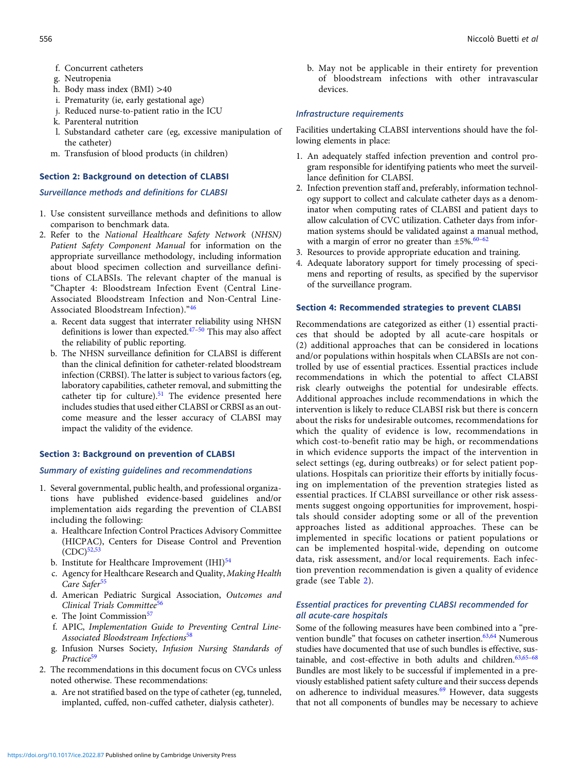f. Concurrent catheters
g. Neutropenia
h. Body mass index (BMI) >40
i. Prematurity (ie, early gestational age)
j. Reduced nurse-to-patient ratio in the ICU
k. Parenteral nutrition
l. Substandard catheter care (eg, excessive manipulation of the catheter)
m. Transfusion of blood products (in children)

## Section 2: Background on detection of CLABSI

### *Surveillance methods and definitions for CLABSI*

1. Use consistent surveillance methods and definitions to allow comparison to benchmark data.
2. Refer to the *National Healthcare Safety Network (NHSN) Patient Safety Component Manual* for information on the appropriate surveillance methodology, including information about blood specimen collection and surveillance definitions of CLABSIs. The relevant chapter of the manual is "Chapter 4: Bloodstream Infection Event (Central Line-Associated Bloodstream Infection and Non-Central Line-Associated Bloodstream Infection)."[46]
   a. Recent data suggest that interrater reliability using NHSN definitions is lower than expected.[47–50] This may also affect the reliability of public reporting.
   b. The NHSN surveillance definition for CLABSI is different than the clinical definition for catheter-related bloodstream infection (CRBSI). The latter is subject to various factors (eg, laboratory capabilities, catheter removal, and submitting the catheter tip for culture).[51] The evidence presented here includes studies that used either CLABSI or CRBSI as an outcome measure and the lesser accuracy of CLABSI may impact the validity of the evidence.

## Section 3: Background on prevention of CLABSI

### *Summary of existing guidelines and recommendations*

1. Several governmental, public health, and professional organizations have published evidence-based guidelines and/or implementation aids regarding the prevention of CLABSI including the following:
   a. Healthcare Infection Control Practices Advisory Committee (HICPAC), Centers for Disease Control and Prevention (CDC)[52,53]
   b. Institute for Healthcare Improvement (IHI)[54]
   c. Agency for Healthcare Research and Quality, *Making Health Care Safer*[55]
   d. American Pediatric Surgical Association, *Outcomes and Clinical Trials Committee*[56]
   e. The Joint Commission[57]
   f. APIC, *Implementation Guide to Preventing Central Line-Associated Bloodstream Infections*[58]
   g. Infusion Nurses Society, *Infusion Nursing Standards of Practice*[59]
2. The recommendations in this document focus on CVCs unless noted otherwise. These recommendations:
   a. Are not stratified based on the type of catheter (eg, tunneled, implanted, cuffed, non-cuffed catheter, dialysis catheter).
   b. May not be applicable in their entirety for prevention of bloodstream infections with other intravascular devices.

### *Infrastructure requirements*

Facilities undertaking CLABSI interventions should have the following elements in place:

1. An adequately staffed infection prevention and control program responsible for identifying patients who meet the surveillance definition for CLABSI.
2. Infection prevention staff and, preferably, information technology support to collect and calculate catheter days as a denominator when computing rates of CLABSI and patient days to allow calculation of CVC utilization. Catheter days from information systems should be validated against a manual method, with a margin of error no greater than ±5%.[60–62]
3. Resources to provide appropriate education and training.
4. Adequate laboratory support for timely processing of specimens and reporting of results, as specified by the supervisor of the surveillance program.

## Section 4: Recommended strategies to prevent CLABSI

Recommendations are categorized as either (1) essential practices that should be adopted by all acute-care hospitals or (2) additional approaches that can be considered in locations and/or populations within hospitals when CLABSIs are not controlled by use of essential practices. Essential practices include recommendations in which the potential to affect CLABSI risk clearly outweighs the potential for undesirable effects. Additional approaches include recommendations in which the intervention is likely to reduce CLABSI risk but there is concern about the risks for undesirable outcomes, recommendations for which the quality of evidence is low, recommendations in which cost-to-benefit ratio may be high, or recommendations in which evidence supports the impact of the intervention in select settings (eg, during outbreaks) or for select patient populations. Hospitals can prioritize their efforts by initially focusing on implementation of the prevention strategies listed as essential practices. If CLABSI surveillance or other risk assessments suggest ongoing opportunities for improvement, hospitals should consider adopting some or all of the prevention approaches listed as additional approaches. These can be implemented in specific locations or patient populations or can be implemented hospital-wide, depending on outcome data, risk assessment, and/or local requirements. Each infection prevention recommendation is given a quality of evidence grade (see Table 2).

### *Essential practices for preventing CLABSI recommended for all acute-care hospitals*

Some of the following measures have been combined into a "prevention bundle" that focuses on catheter insertion.[63,64] Numerous studies have documented that use of such bundles is effective, sustainable, and cost-effective in both adults and children.[63,65–68] Bundles are most likely to be successful if implemented in a previously established patient safety culture and their success depends on adherence to individual measures.[69] However, data suggests that not all components of bundles may be necessary to achieve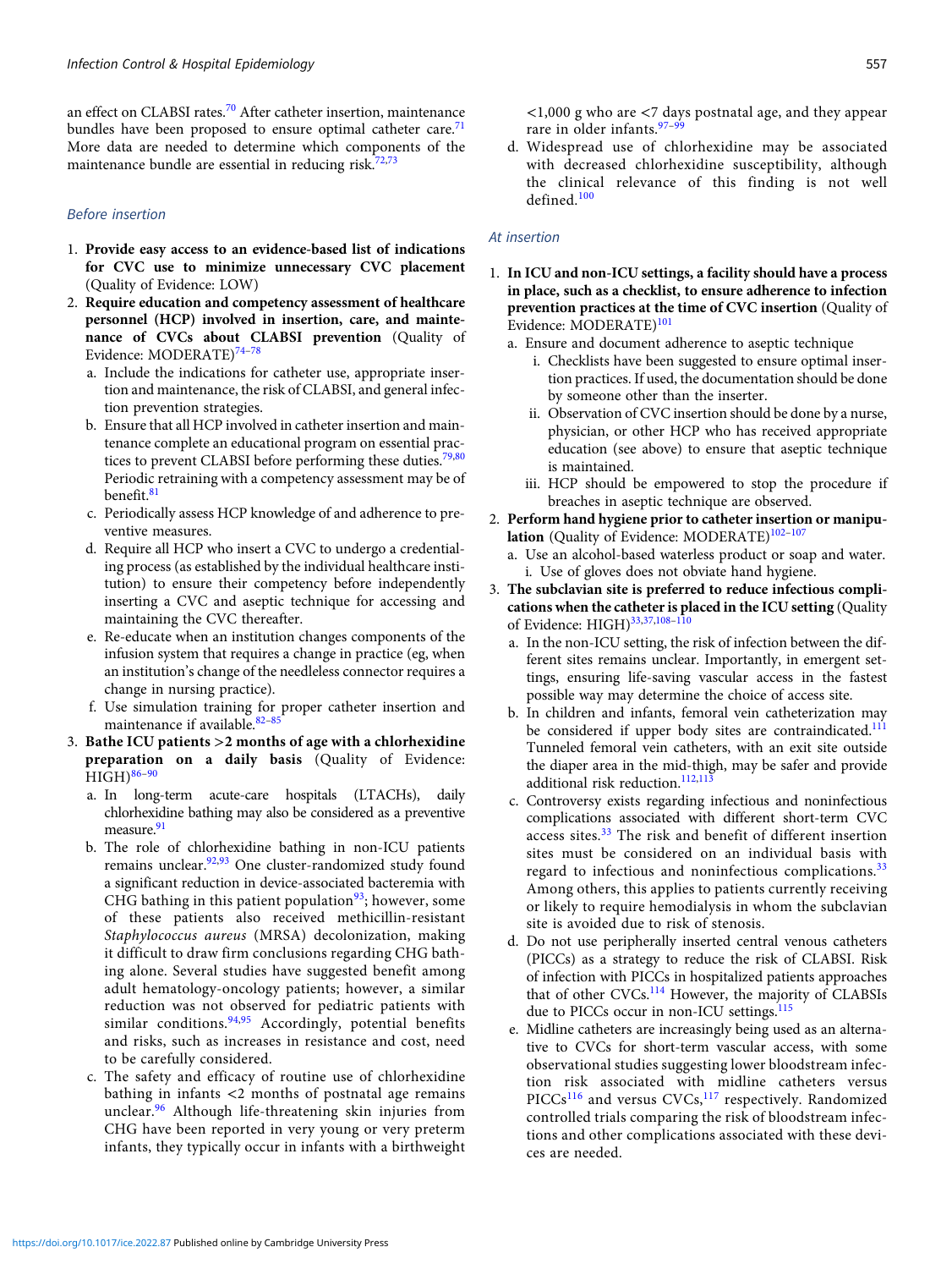an effect on CLABSI rates.[70] After catheter insertion, maintenance bundles have been proposed to ensure optimal catheter care.[71] More data are needed to determine which components of the maintenance bundle are essential in reducing risk.[72,73]

### Before insertion

1. **Provide easy access to an evidence-based list of indications for CVC use to minimize unnecessary CVC placement** (Quality of Evidence: LOW)
2. **Require education and competency assessment of healthcare personnel (HCP) involved in insertion, care, and maintenance of CVCs about CLABSI prevention** (Quality of Evidence: MODERATE)[74–78]
   a. Include the indications for catheter use, appropriate insertion and maintenance, the risk of CLABSI, and general infection prevention strategies.
   b. Ensure that all HCP involved in catheter insertion and maintenance complete an educational program on essential practices to prevent CLABSI before performing these duties.[79,80] Periodic retraining with a competency assessment may be of benefit.[81]
   c. Periodically assess HCP knowledge of and adherence to preventive measures.
   d. Require all HCP who insert a CVC to undergo a credentialing process (as established by the individual healthcare institution) to ensure their competency before independently inserting a CVC and aseptic technique for accessing and maintaining the CVC thereafter.
   e. Re-educate when an institution changes components of the infusion system that requires a change in practice (eg, when an institution's change of the needleless connector requires a change in nursing practice).
   f. Use simulation training for proper catheter insertion and maintenance if available.[82–85]
3. **Bathe ICU patients >2 months of age with a chlorhexidine preparation on a daily basis** (Quality of Evidence: HIGH)[86–90]
   a. In long-term acute-care hospitals (LTACHs), daily chlorhexidine bathing may also be considered as a preventive measure.[91]
   b. The role of chlorhexidine bathing in non-ICU patients remains unclear.[92,93] One cluster-randomized study found a significant reduction in device-associated bacteremia with CHG bathing in this patient population[93]; however, some of these patients also received methicillin-resistant *Staphylococcus aureus* (MRSA) decolonization, making it difficult to draw firm conclusions regarding CHG bathing alone. Several studies have suggested benefit among adult hematology-oncology patients; however, a similar reduction was not observed for pediatric patients with similar conditions.[94,95] Accordingly, potential benefits and risks, such as increases in resistance and cost, need to be carefully considered.
   c. The safety and efficacy of routine use of chlorhexidine bathing in infants <2 months of postnatal age remains unclear.[96] Although life-threatening skin injuries from CHG have been reported in very young or very preterm infants, they typically occur in infants with a birthweight <1,000 g who are <7 days postnatal age, and they appear rare in older infants.[97–99]
   d. Widespread use of chlorhexidine may be associated with decreased chlorhexidine susceptibility, although the clinical relevance of this finding is not well defined.[100]

### At insertion

1. **In ICU and non-ICU settings, a facility should have a process in place, such as a checklist, to ensure adherence to infection prevention practices at the time of CVC insertion** (Quality of Evidence: MODERATE)[101]
   a. Ensure and document adherence to aseptic technique
      i. Checklists have been suggested to ensure optimal insertion practices. If used, the documentation should be done by someone other than the inserter.
      ii. Observation of CVC insertion should be done by a nurse, physician, or other HCP who has received appropriate education (see above) to ensure that aseptic technique is maintained.
      iii. HCP should be empowered to stop the procedure if breaches in aseptic technique are observed.
2. **Perform hand hygiene prior to catheter insertion or manipulation** (Quality of Evidence: MODERATE)[102–107]
   a. Use an alcohol-based waterless product or soap and water.
      i. Use of gloves does not obviate hand hygiene.
3. **The subclavian site is preferred to reduce infectious complications when the catheter is placed in the ICU setting** (Quality of Evidence: HIGH)[33,37,108–110]
   a. In the non-ICU setting, the risk of infection between the different sites remains unclear. Importantly, in emergent settings, ensuring life-saving vascular access in the fastest possible way may determine the choice of access site.
   b. In children and infants, femoral vein catheterization may be considered if upper body sites are contraindicated.[111] Tunneled femoral vein catheters, with an exit site outside the diaper area in the mid-thigh, may be safer and provide additional risk reduction.[112,113]
   c. Controversy exists regarding infectious and noninfectious complications associated with different short-term CVC access sites.[33] The risk and benefit of different insertion sites must be considered on an individual basis with regard to infectious and noninfectious complications.[33] Among others, this applies to patients currently receiving or likely to require hemodialysis in whom the subclavian site is avoided due to risk of stenosis.
   d. Do not use peripherally inserted central venous catheters (PICCs) as a strategy to reduce the risk of CLABSI. Risk of infection with PICCs in hospitalized patients approaches that of other CVCs.[114] However, the majority of CLABSIs due to PICCs occur in non-ICU settings.[115]
   e. Midline catheters are increasingly being used as an alternative to CVCs for short-term vascular access, with some observational studies suggesting lower bloodstream infection risk associated with midline catheters versus PICCs[116] and versus CVCs,[117] respectively. Randomized controlled trials comparing the risk of bloodstream infections and other complications associated with these devices are needed.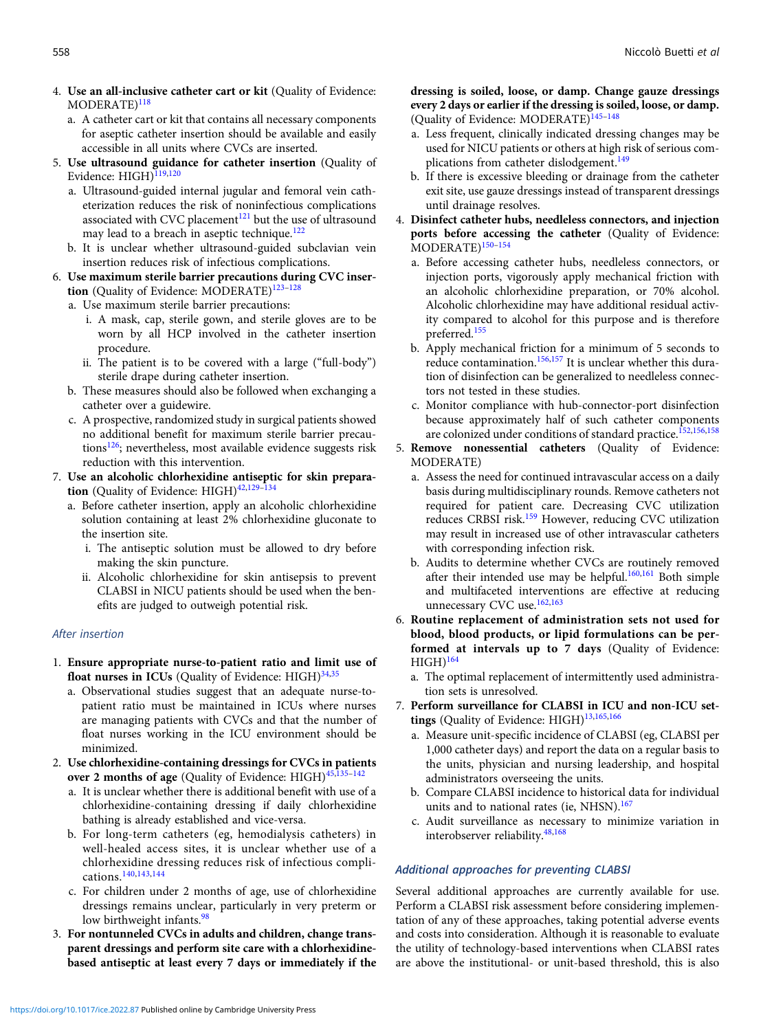4. **Use an all-inclusive catheter cart or kit** (Quality of Evidence: MODERATE)[118]
   a. A catheter cart or kit that contains all necessary components for aseptic catheter insertion should be available and easily accessible in all units where CVCs are inserted.
5. **Use ultrasound guidance for catheter insertion** (Quality of Evidence: HIGH)[119,120]
   a. Ultrasound-guided internal jugular and femoral vein catheterization reduces the risk of noninfectious complications associated with CVC placement[121] but the use of ultrasound may lead to a breach in aseptic technique.[122]
   b. It is unclear whether ultrasound-guided subclavian vein insertion reduces risk of infectious complications.
6. **Use maximum sterile barrier precautions during CVC insertion** (Quality of Evidence: MODERATE)[123–128]
   a. Use maximum sterile barrier precautions:
      i. A mask, cap, sterile gown, and sterile gloves are to be worn by all HCP involved in the catheter insertion procedure.
      ii. The patient is to be covered with a large ("full-body") sterile drape during catheter insertion.
   b. These measures should also be followed when exchanging a catheter over a guidewire.
   c. A prospective, randomized study in surgical patients showed no additional benefit for maximum sterile barrier precautions[126]; nevertheless, most available evidence suggests risk reduction with this intervention.
7. **Use an alcoholic chlorhexidine antiseptic for skin preparation** (Quality of Evidence: HIGH)[42,129–134]
   a. Before catheter insertion, apply an alcoholic chlorhexidine solution containing at least 2% chlorhexidine gluconate to the insertion site.
      i. The antiseptic solution must be allowed to dry before making the skin puncture.
      ii. Alcoholic chlorhexidine for skin antisepsis to prevent CLABSI in NICU patients should be used when the benefits are judged to outweigh potential risk.

### *After insertion*

1. **Ensure appropriate nurse-to-patient ratio and limit use of float nurses in ICUs** (Quality of Evidence: HIGH)[34,35]
   a. Observational studies suggest that an adequate nurse-to-patient ratio must be maintained in ICUs where nurses are managing patients with CVCs and that the number of float nurses working in the ICU environment should be minimized.
2. **Use chlorhexidine-containing dressings for CVCs in patients over 2 months of age** (Quality of Evidence: HIGH)[45,135–142]
   a. It is unclear whether there is additional benefit with use of a chlorhexidine-containing dressing if daily chlorhexidine bathing is already established and vice-versa.
   b. For long-term catheters (eg, hemodialysis catheters) in well-healed access sites, it is unclear whether use of a chlorhexidine dressing reduces risk of infectious complications.[140,143,144]
   c. For children under 2 months of age, use of chlorhexidine dressings remains unclear, particularly in very preterm or low birthweight infants.[98]
3. **For nontunneled CVCs in adults and children, change transparent dressings and perform site care with a chlorhexidine-based antiseptic at least every 7 days or immediately if the dressing is soiled, loose, or damp. Change gauze dressings every 2 days or earlier if the dressing is soiled, loose, or damp.** (Quality of Evidence: MODERATE)[145–148]
   a. Less frequent, clinically indicated dressing changes may be used for NICU patients or others at high risk of serious complications from catheter dislodgement.[149]
   b. If there is excessive bleeding or drainage from the catheter exit site, use gauze dressings instead of transparent dressings until drainage resolves.
4. **Disinfect catheter hubs, needleless connectors, and injection ports before accessing the catheter** (Quality of Evidence: MODERATE)[150–154]
   a. Before accessing catheter hubs, needleless connectors, or injection ports, vigorously apply mechanical friction with an alcoholic chlorhexidine preparation, or 70% alcohol. Alcoholic chlorhexidine may have additional residual activity compared to alcohol for this purpose and is therefore preferred.[155]
   b. Apply mechanical friction for a minimum of 5 seconds to reduce contamination.[156,157] It is unclear whether this duration of disinfection can be generalized to needleless connectors not tested in these studies.
   c. Monitor compliance with hub-connector-port disinfection because approximately half of such catheter components are colonized under conditions of standard practice.[152,156,158]
5. **Remove nonessential catheters** (Quality of Evidence: MODERATE)
   a. Assess the need for continued intravascular access on a daily basis during multidisciplinary rounds. Remove catheters not required for patient care. Decreasing CVC utilization reduces CRBSI risk.[159] However, reducing CVC utilization may result in increased use of other intravascular catheters with corresponding infection risk.
   b. Audits to determine whether CVCs are routinely removed after their intended use may be helpful.[160,161] Both simple and multifaceted interventions are effective at reducing unnecessary CVC use.[162,163]
6. **Routine replacement of administration sets not used for blood, blood products, or lipid formulations can be performed at intervals up to 7 days** (Quality of Evidence: HIGH)[164]
   a. The optimal replacement of intermittently used administration sets is unresolved.
7. **Perform surveillance for CLABSI in ICU and non-ICU settings** (Quality of Evidence: HIGH)[13,165,166]
   a. Measure unit-specific incidence of CLABSI (eg, CLABSI per 1,000 catheter days) and report the data on a regular basis to the units, physician and nursing leadership, and hospital administrators overseeing the units.
   b. Compare CLABSI incidence to historical data for individual units and to national rates (ie, NHSN).[167]
   c. Audit surveillance as necessary to minimize variation in interobserver reliability.[48,168]

### *Additional approaches for preventing CLABSI*

Several additional approaches are currently available for use. Perform a CLABSI risk assessment before considering implementation of any of these approaches, taking potential adverse events and costs into consideration. Although it is reasonable to evaluate the utility of technology-based interventions when CLABSI rates are above the institutional- or unit-based threshold, this is also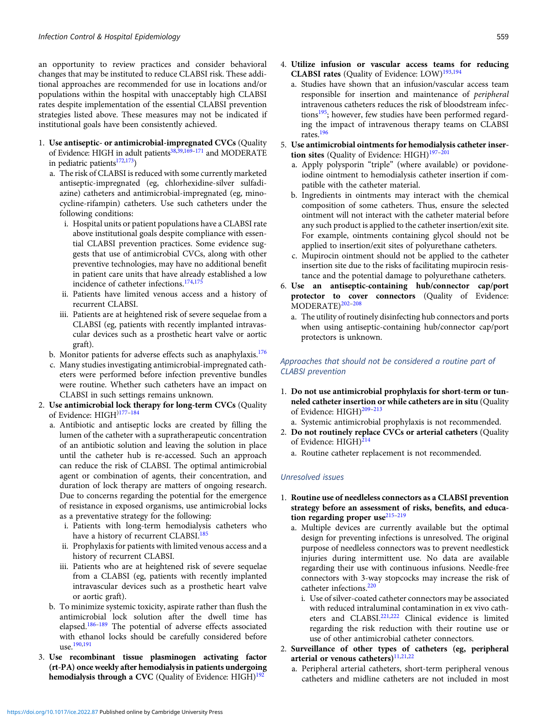an opportunity to review practices and consider behavioral changes that may be instituted to reduce CLABSI risk. These additional approaches are recommended for use in locations and/or populations within the hospital with unacceptably high CLABSI rates despite implementation of the essential CLABSI prevention strategies listed above. These measures may not be indicated if institutional goals have been consistently achieved.

1. **Use antiseptic- or antimicrobial-impregnated CVCs** (Quality of Evidence: HIGH in adult patients[38,39,169–171] and MODERATE in pediatric patients[172,173])
   a. The risk of CLABSI is reduced with some currently marketed antiseptic-impregnated (eg, chlorhexidine-silver sulfadiazine) catheters and antimicrobial-impregnated (eg, minocycline-rifampin) catheters. Use such catheters under the following conditions:
      i. Hospital units or patient populations have a CLABSI rate above institutional goals despite compliance with essential CLABSI prevention practices. Some evidence suggests that use of antimicrobial CVCs, along with other preventive technologies, may have no additional benefit in patient care units that have already established a low incidence of catheter infections.[174,175]
      ii. Patients have limited venous access and a history of recurrent CLABSI.
      iii. Patients are at heightened risk of severe sequelae from a CLABSI (eg, patients with recently implanted intravascular devices such as a prosthetic heart valve or aortic graft).
   b. Monitor patients for adverse effects such as anaphylaxis.[176]
   c. Many studies investigating antimicrobial-impregnated catheters were performed before infection preventive bundles were routine. Whether such catheters have an impact on CLABSI in such settings remains unknown.
2. **Use antimicrobial lock therapy for long-term CVCs** (Quality of Evidence: HIGH)[177–184]
   a. Antibiotic and antiseptic locks are created by filling the lumen of the catheter with a supratherapeutic concentration of an antibiotic solution and leaving the solution in place until the catheter hub is re-accessed. Such an approach can reduce the risk of CLABSI. The optimal antimicrobial agent or combination of agents, their concentration, and duration of lock therapy are matters of ongoing research. Due to concerns regarding the potential for the emergence of resistance in exposed organisms, use antimicrobial locks as a preventative strategy for the following:
      i. Patients with long-term hemodialysis catheters who have a history of recurrent CLABSI.[185]
      ii. Prophylaxis for patients with limited venous access and a history of recurrent CLABSI.
      iii. Patients who are at heightened risk of severe sequelae from a CLABSI (eg, patients with recently implanted intravascular devices such as a prosthetic heart valve or aortic graft).
   b. To minimize systemic toxicity, aspirate rather than flush the antimicrobial lock solution after the dwell time has elapsed.[186–189] The potential of adverse effects associated with ethanol locks should be carefully considered before use.[190,191]
3. **Use recombinant tissue plasminogen activating factor (rt-PA) once weekly after hemodialysis in patients undergoing hemodialysis through a CVC** (Quality of Evidence: HIGH)[192]
4. **Utilize infusion or vascular access teams for reducing CLABSI rates** (Quality of Evidence: LOW)[193,194]
   a. Studies have shown that an infusion/vascular access team responsible for insertion and maintenance of *peripheral* intravenous catheters reduces the risk of bloodstream infections[195]; however, few studies have been performed regarding the impact of intravenous therapy teams on CLABSI rates.[196]
5. **Use antimicrobial ointments for hemodialysis catheter insertion sites** (Quality of Evidence: HIGH)[197–201]
   a. Apply polysporin "triple" (where available) or povidone-iodine ointment to hemodialysis catheter insertion if compatible with the catheter material.
   b. Ingredients in ointments may interact with the chemical composition of some catheters. Thus, ensure the selected ointment will not interact with the catheter material before any such product is applied to the catheter insertion/exit site. For example, ointments containing glycol should not be applied to insertion/exit sites of polyurethane catheters.
   c. Mupirocin ointment should not be applied to the catheter insertion site due to the risks of facilitating mupirocin resistance and the potential damage to polyurethane catheters.
6. **Use an antiseptic-containing hub/connector cap/port protector to cover connectors** (Quality of Evidence: MODERATE)[202–208]
   a. The utility of routinely disinfecting hub connectors and ports when using antiseptic-containing hub/connector cap/port protectors is unknown.

### *Approaches that should not be considered a routine part of CLABSI prevention*

1. **Do not use antimicrobial prophylaxis for short-term or tunneled catheter insertion or while catheters are in situ** (Quality of Evidence: HIGH)[209–213]
   a. Systemic antimicrobial prophylaxis is not recommended.
2. **Do not routinely replace CVCs or arterial catheters** (Quality of Evidence: HIGH)[214]
   a. Routine catheter replacement is not recommended.

### *Unresolved issues*

1. **Routine use of needleless connectors as a CLABSI prevention strategy before an assessment of risks, benefits, and education regarding proper use**[215–219]
   a. Multiple devices are currently available but the optimal design for preventing infections is unresolved. The original purpose of needleless connectors was to prevent needlestick injuries during intermittent use. No data are available regarding their use with continuous infusions. Needle-free connectors with 3-way stopcocks may increase the risk of catheter infections.[220]
      i. Use of silver-coated catheter connectors may be associated with reduced intraluminal contamination in ex vivo catheters and CLABSI.[221,222] Clinical evidence is limited regarding the risk reduction with their routine use or use of other antimicrobial catheter connectors.
2. **Surveillance of other types of catheters (eg, peripheral arterial or venous catheters)**[11,21,22]
   a. Peripheral arterial catheters, short-term peripheral venous catheters and midline catheters are not included in most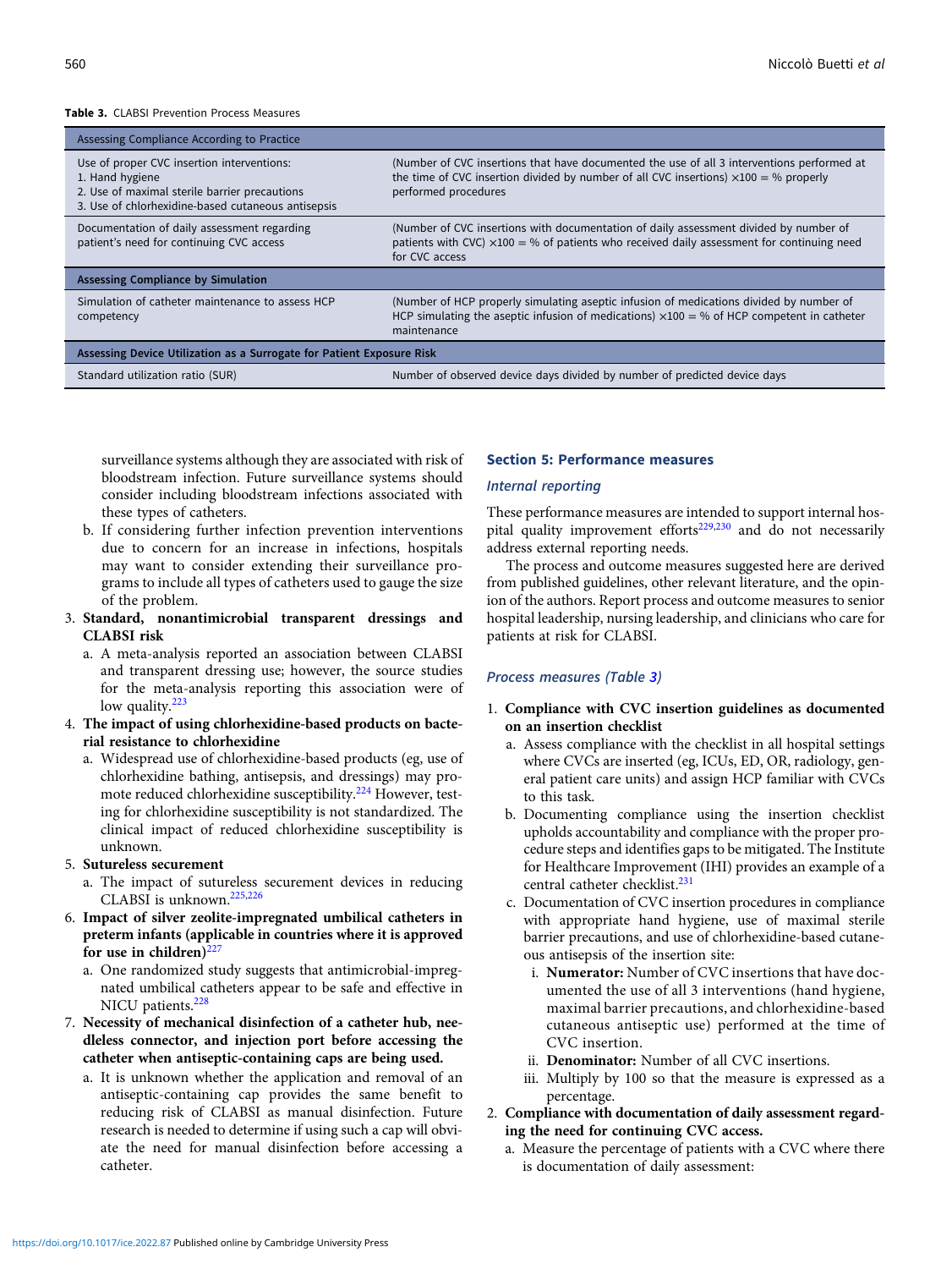Table 3. CLABSI Prevention Process Measures

| Assessing Compliance According to Practice | |
|---|---|
| Use of proper CVC insertion interventions:<br>1. Hand hygiene<br>2. Use of maximal sterile barrier precautions<br>3. Use of chlorhexidine-based cutaneous antisepsis | (Number of CVC insertions that have documented the use of all 3 interventions performed at the time of CVC insertion divided by number of all CVC insertions) ×100 = % properly performed procedures |
| Documentation of daily assessment regarding patient's need for continuing CVC access | (Number of CVC insertions with documentation of daily assessment divided by number of patients with CVC) ×100 = % of patients who received daily assessment for continuing need for CVC access |
| **Assessing Compliance by Simulation** | |
| Simulation of catheter maintenance to assess HCP competency | (Number of HCP properly simulating aseptic infusion of medications divided by number of HCP simulating the aseptic infusion of medications) ×100 = % of HCP competent in catheter maintenance |
| **Assessing Device Utilization as a Surrogate for Patient Exposure Risk** | |
| Standard utilization ratio (SUR) | Number of observed device days divided by number of predicted device days |

surveillance systems although they are associated with risk of bloodstream infection. Future surveillance systems should consider including bloodstream infections associated with these types of catheters.

b. If considering further infection prevention interventions due to concern for an increase in infections, hospitals may want to consider extending their surveillance programs to include all types of catheters used to gauge the size of the problem.

3. **Standard, nonantimicrobial transparent dressings and CLABSI risk**
   a. A meta-analysis reported an association between CLABSI and transparent dressing use; however, the source studies for the meta-analysis reporting this association were of low quality.[223]
4. **The impact of using chlorhexidine-based products on bacterial resistance to chlorhexidine**
   a. Widespread use of chlorhexidine-based products (eg, use of chlorhexidine bathing, antisepsis, and dressings) may promote reduced chlorhexidine susceptibility.[224] However, testing for chlorhexidine susceptibility is not standardized. The clinical impact of reduced chlorhexidine susceptibility is unknown.
5. **Sutureless securement**
   a. The impact of sutureless securement devices in reducing CLABSI is unknown.[225,226]
6. **Impact of silver zeolite-impregnated umbilical catheters in preterm infants (applicable in countries where it is approved for use in children)**[227]
   a. One randomized study suggests that antimicrobial-impregnated umbilical catheters appear to be safe and effective in NICU patients.[228]
7. **Necessity of mechanical disinfection of a catheter hub, needleless connector, and injection port before accessing the catheter when antiseptic-containing caps are being used.**
   a. It is unknown whether the application and removal of an antiseptic-containing cap provides the same benefit to reducing risk of CLABSI as manual disinfection. Future research is needed to determine if using such a cap will obviate the need for manual disinfection before accessing a catheter.

## Section 5: Performance measures

### *Internal reporting*

These performance measures are intended to support internal hospital quality improvement efforts[229,230] and do not necessarily address external reporting needs.

The process and outcome measures suggested here are derived from published guidelines, other relevant literature, and the opinion of the authors. Report process and outcome measures to senior hospital leadership, nursing leadership, and clinicians who care for patients at risk for CLABSI.

### *Process measures (Table 3)*

1. **Compliance with CVC insertion guidelines as documented on an insertion checklist**
   a. Assess compliance with the checklist in all hospital settings where CVCs are inserted (eg, ICUs, ED, OR, radiology, general patient care units) and assign HCP familiar with CVCs to this task.
   b. Documenting compliance using the insertion checklist upholds accountability and compliance with the proper procedure steps and identifies gaps to be mitigated. The Institute for Healthcare Improvement (IHI) provides an example of a central catheter checklist.[231]
   c. Documentation of CVC insertion procedures in compliance with appropriate hand hygiene, use of maximal sterile barrier precautions, and use of chlorhexidine-based cutaneous antisepsis of the insertion site:
      i. **Numerator:** Number of CVC insertions that have documented the use of all 3 interventions (hand hygiene, maximal barrier precautions, and chlorhexidine-based cutaneous antiseptic use) performed at the time of CVC insertion.
      ii. **Denominator:** Number of all CVC insertions.
      iii. Multiply by 100 so that the measure is expressed as a percentage.
2. **Compliance with documentation of daily assessment regarding the need for continuing CVC access.**
   a. Measure the percentage of patients with a CVC where there is documentation of daily assessment: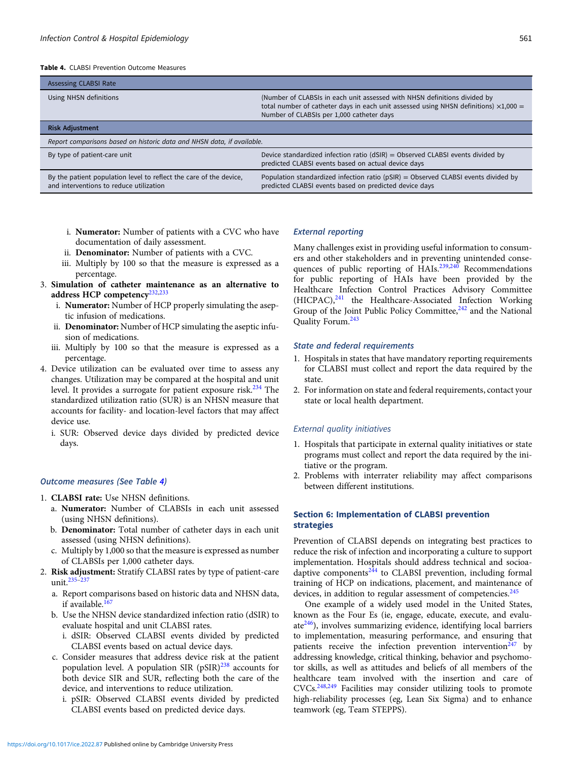**Table 4.** CLABSI Prevention Outcome Measures

| Assessing CLABSI Rate | |
|---|---|
| Using NHSN definitions | (Number of CLABSIs in each unit assessed with NHSN definitions divided by total number of catheter days in each unit assessed using NHSN definitions) ×1,000 = Number of CLABSIs per 1,000 catheter days |
| **Risk Adjustment** | |
| *Report comparisons based on historic data and NHSN data, if available.* | |
| By type of patient-care unit | Device standardized infection ratio (dSIR) = Observed CLABSI events divided by predicted CLABSI events based on actual device days |
| By the patient population level to reflect the care of the device, and interventions to reduce utilization | Population standardized infection ratio (pSIR) = Observed CLABSI events divided by predicted CLABSI events based on predicted device days |

   i. **Numerator:** Number of patients with a CVC who have documentation of daily assessment.
   ii. **Denominator:** Number of patients with a CVC.
   iii. Multiply by 100 so that the measure is expressed as a percentage.

3. **Simulation of catheter maintenance as an alternative to address HCP competency**[232,233]
   i. **Numerator:** Number of HCP properly simulating the aseptic infusion of medications.
   ii. **Denominator:** Number of HCP simulating the aseptic infusion of medications.
   iii. Multiply by 100 so that the measure is expressed as a percentage.
4. Device utilization can be evaluated over time to assess any changes. Utilization may be compared at the hospital and unit level. It provides a surrogate for patient exposure risk.[234] The standardized utilization ratio (SUR) is an NHSN measure that accounts for facility- and location-level factors that may affect device use.
   i. SUR: Observed device days divided by predicted device days.

### *Outcome measures (See Table 4)*

1. **CLABSI rate:** Use NHSN definitions.
   a. **Numerator:** Number of CLABSIs in each unit assessed (using NHSN definitions).
   b. **Denominator:** Total number of catheter days in each unit assessed (using NHSN definitions).
   c. Multiply by 1,000 so that the measure is expressed as number of CLABSIs per 1,000 catheter days.
2. **Risk adjustment:** Stratify CLABSI rates by type of patient-care unit.[235–237]
   a. Report comparisons based on historic data and NHSN data, if available.[167]
   b. Use the NHSN device standardized infection ratio (dSIR) to evaluate hospital and unit CLABSI rates.
      i. dSIR: Observed CLABSI events divided by predicted CLABSI events based on actual device days.
   c. Consider measures that address device risk at the patient population level. A population SIR (pSIR)[238] accounts for both device SIR and SUR, reflecting both the care of the device, and interventions to reduce utilization.
      i. pSIR: Observed CLABSI events divided by predicted CLABSI events based on predicted device days.

### *External reporting*

Many challenges exist in providing useful information to consumers and other stakeholders and in preventing unintended consequences of public reporting of HAIs.[239,240] Recommendations for public reporting of HAIs have been provided by the Healthcare Infection Control Practices Advisory Committee (HICPAC),[241] the Healthcare-Associated Infection Working Group of the Joint Public Policy Committee,[242] and the National Quality Forum.[243]

### *State and federal requirements*

1. Hospitals in states that have mandatory reporting requirements for CLABSI must collect and report the data required by the state.
2. For information on state and federal requirements, contact your state or local health department.

### *External quality initiatives*

1. Hospitals that participate in external quality initiatives or state programs must collect and report the data required by the initiative or the program.
2. Problems with interrater reliability may affect comparisons between different institutions.

## Section 6: Implementation of CLABSI prevention strategies

Prevention of CLABSI depends on integrating best practices to reduce the risk of infection and incorporating a culture to support implementation. Hospitals should address technical and socioadaptive components[244] to CLABSI prevention, including formal training of HCP on indications, placement, and maintenance of devices, in addition to regular assessment of competencies.[245]

One example of a widely used model in the United States, known as the Four Es (ie, engage, educate, execute, and evaluate[246]), involves summarizing evidence, identifying local barriers to implementation, measuring performance, and ensuring that patients receive the infection prevention intervention[247] by addressing knowledge, critical thinking, behavior and psychomotor skills, as well as attitudes and beliefs of all members of the healthcare team involved with the insertion and care of CVCs.[248,249] Facilities may consider utilizing tools to promote high-reliability processes (eg, Lean Six Sigma) and to enhance teamwork (eg, Team STEPPS).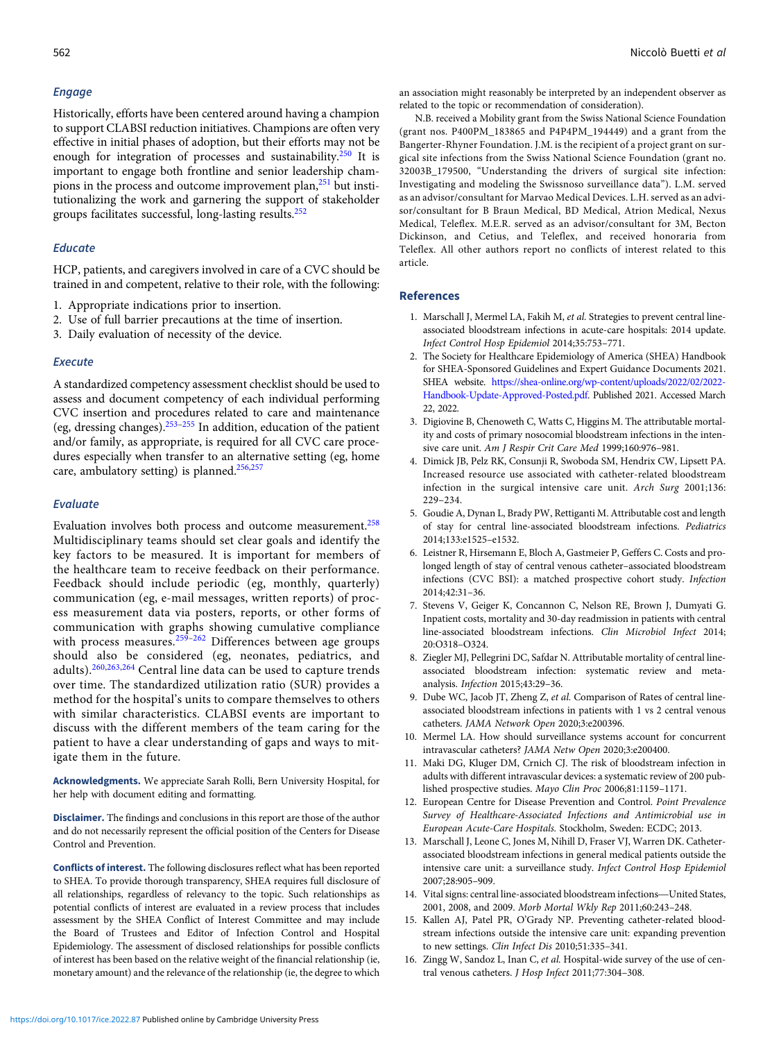### Engage

Historically, efforts have been centered around having a champion to support CLABSI reduction initiatives. Champions are often very effective in initial phases of adoption, but their efforts may not be enough for integration of processes and sustainability.[250] It is important to engage both frontline and senior leadership champions in the process and outcome improvement plan,[251] but institutionalizing the work and garnering the support of stakeholder groups facilitates successful, long-lasting results.[252]

### Educate

HCP, patients, and caregivers involved in care of a CVC should be trained in and competent, relative to their role, with the following:

1. Appropriate indications prior to insertion.
2. Use of full barrier precautions at the time of insertion.
3. Daily evaluation of necessity of the device.

### Execute

A standardized competency assessment checklist should be used to assess and document competency of each individual performing CVC insertion and procedures related to care and maintenance (eg, dressing changes).[253–255] In addition, education of the patient and/or family, as appropriate, is required for all CVC care procedures especially when transfer to an alternative setting (eg, home care, ambulatory setting) is planned.[256,257]

### Evaluate

Evaluation involves both process and outcome measurement.[258] Multidisciplinary teams should set clear goals and identify the key factors to be measured. It is important for members of the healthcare team to receive feedback on their performance. Feedback should include periodic (eg, monthly, quarterly) communication (eg, e-mail messages, written reports) of process measurement data via posters, reports, or other forms of communication with graphs showing cumulative compliance with process measures.[259–262] Differences between age groups should also be considered (eg, neonates, pediatrics, and adults).[260,263,264] Central line data can be used to capture trends over time. The standardized utilization ratio (SUR) provides a method for the hospital's units to compare themselves to others with similar characteristics. CLABSI events are important to discuss with the different members of the team caring for the patient to have a clear understanding of gaps and ways to mitigate them in the future.

**Acknowledgments.** We appreciate Sarah Rolli, Bern University Hospital, for her help with document editing and formatting.

**Disclaimer.** The findings and conclusions in this report are those of the author and do not necessarily represent the official position of the Centers for Disease Control and Prevention.

**Conflicts of interest.** The following disclosures reflect what has been reported to SHEA. To provide thorough transparency, SHEA requires full disclosure of all relationships, regardless of relevancy to the topic. Such relationships as potential conflicts of interest are evaluated in a review process that includes assessment by the SHEA Conflict of Interest Committee and may include the Board of Trustees and Editor of Infection Control and Hospital Epidemiology. The assessment of disclosed relationships for possible conflicts of interest has been based on the relative weight of the financial relationship (ie, monetary amount) and the relevance of the relationship (ie, the degree to which an association might reasonably be interpreted by an independent observer as related to the topic or recommendation of consideration).

N.B. received a Mobility grant from the Swiss National Science Foundation (grant nos. P400PM_183865 and P4P4PM_194449) and a grant from the Bangerter-Rhyner Foundation. J.M. is the recipient of a project grant on surgical site infections from the Swiss National Science Foundation (grant no. 32003B_179500, "Understanding the drivers of surgical site infection: Investigating and modeling the Swissnoso surveillance data"). L.M. served as an advisor/consultant for Marvao Medical Devices. L.H. served as an advisor/consultant for B Braun Medical, BD Medical, Atrion Medical, Nexus Medical, Teleflex. M.E.R. served as an advisor/consultant for 3M, Becton Dickinson, and Cetius, and Teleflex, and received honoraria from Teleflex. All other authors report no conflicts of interest related to this article.

## References

1. Marschall J, Mermel LA, Fakih M, *et al.* Strategies to prevent central line-associated bloodstream infections in acute-care hospitals: 2014 update. *Infect Control Hosp Epidemiol* 2014;35:753–771.
2. The Society for Healthcare Epidemiology of America (SHEA) Handbook for SHEA-Sponsored Guidelines and Expert Guidance Documents 2021. SHEA website. https://shea-online.org/wp-content/uploads/2022/02/2022-Handbook-Update-Approved-Posted.pdf. Published 2021. Accessed March 22, 2022.
3. Digiovine B, Chenoweth C, Watts C, Higgins M. The attributable mortality and costs of primary nosocomial bloodstream infections in the intensive care unit. *Am J Respir Crit Care Med* 1999;160:976–981.
4. Dimick JB, Pelz RK, Consunji R, Swoboda SM, Hendrix CW, Lipsett PA. Increased resource use associated with catheter-related bloodstream infection in the surgical intensive care unit. *Arch Surg* 2001;136: 229–234.
5. Goudie A, Dynan L, Brady PW, Rettiganti M. Attributable cost and length of stay for central line-associated bloodstream infections. *Pediatrics* 2014;133:e1525–e1532.
6. Leistner R, Hirsemann E, Bloch A, Gastmeier P, Geffers C. Costs and prolonged length of stay of central venous catheter–associated bloodstream infections (CVC BSI): a matched prospective cohort study. *Infection* 2014;42:31–36.
7. Stevens V, Geiger K, Concannon C, Nelson RE, Brown J, Dumyati G. Inpatient costs, mortality and 30-day readmission in patients with central line-associated bloodstream infections. *Clin Microbiol Infect* 2014; 20:O318–O324.
8. Ziegler MJ, Pellegrini DC, Safdar N. Attributable mortality of central line-associated bloodstream infection: systematic review and meta-analysis. *Infection* 2015;43:29–36.
9. Dube WC, Jacob JT, Zheng Z, *et al.* Comparison of Rates of central line-associated bloodstream infections in patients with 1 vs 2 central venous catheters. *JAMA Network Open* 2020;3:e200396.
10. Mermel LA. How should surveillance systems account for concurrent intravascular catheters? *JAMA Netw Open* 2020;3:e200400.
11. Maki DG, Kluger DM, Crnich CJ. The risk of bloodstream infection in adults with different intravascular devices: a systematic review of 200 published prospective studies. *Mayo Clin Proc* 2006;81:1159–1171.
12. European Centre for Disease Prevention and Control. *Point Prevalence Survey of Healthcare-Associated Infections and Antimicrobial use in European Acute-Care Hospitals.* Stockholm, Sweden: ECDC; 2013.
13. Marschall J, Leone C, Jones M, Nihill D, Fraser VJ, Warren DK. Catheter-associated bloodstream infections in general medical patients outside the intensive care unit: a surveillance study. *Infect Control Hosp Epidemiol* 2007;28:905–909.
14. Vital signs: central line-associated bloodstream infections—United States, 2001, 2008, and 2009. *Morb Mortal Wkly Rep* 2011;60:243–248.
15. Kallen AJ, Patel PR, O'Grady NP. Preventing catheter-related bloodstream infections outside the intensive care unit: expanding prevention to new settings. *Clin Infect Dis* 2010;51:335–341.
16. Zingg W, Sandoz L, Inan C, *et al.* Hospital-wide survey of the use of central venous catheters. *J Hosp Infect* 2011;77:304–308.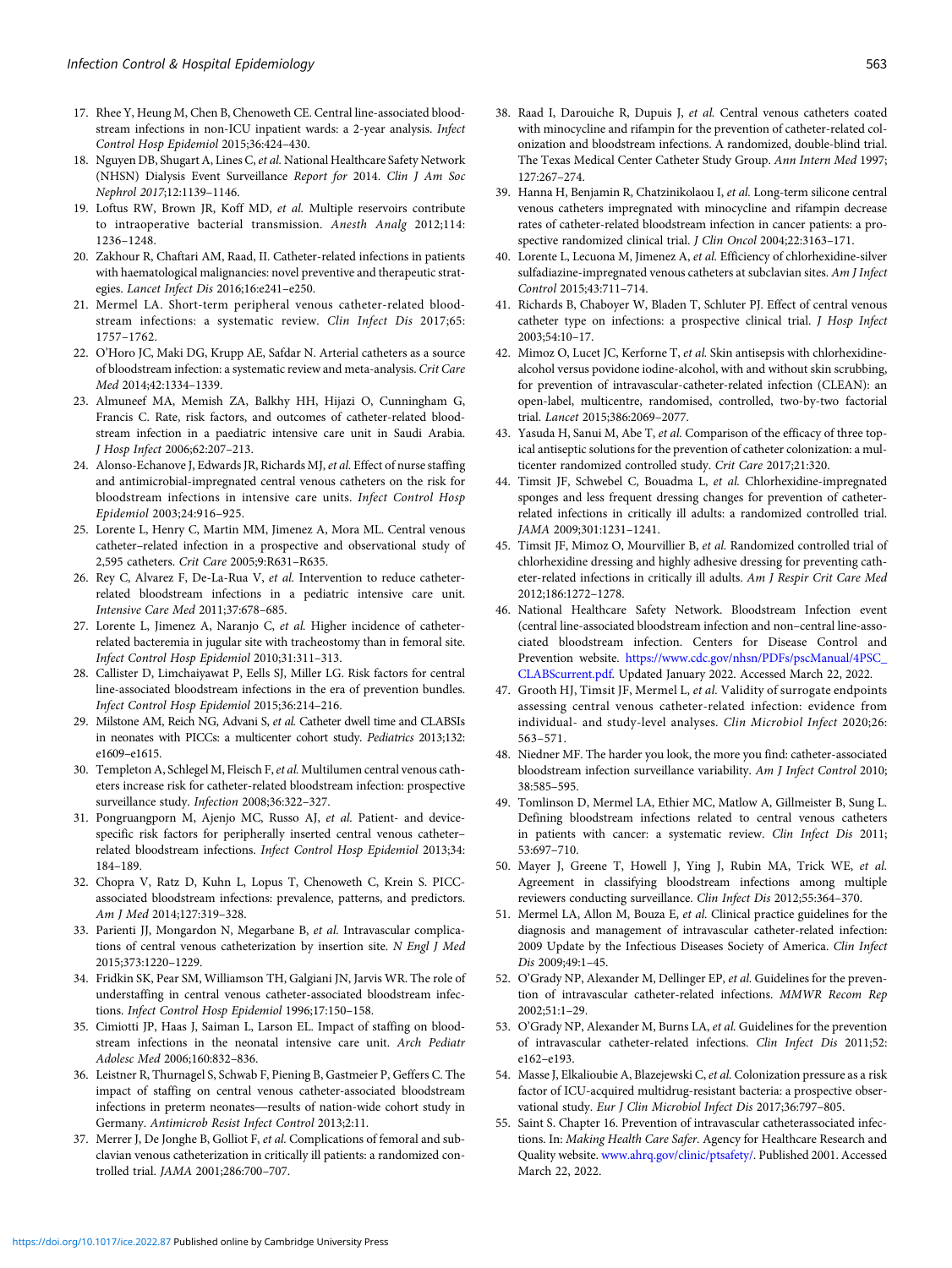17. Rhee Y, Heung M, Chen B, Chenoweth CE. Central line-associated bloodstream infections in non-ICU inpatient wards: a 2-year analysis. *Infect Control Hosp Epidemiol* 2015;36:424–430.
18. Nguyen DB, Shugart A, Lines C, *et al.* National Healthcare Safety Network (NHSN) Dialysis Event Surveillance *Report for* 2014. *Clin J Am Soc Nephrol 2017*;12:1139–1146.
19. Loftus RW, Brown JR, Koff MD, *et al.* Multiple reservoirs contribute to intraoperative bacterial transmission. *Anesth Analg* 2012;114: 1236–1248.
20. Zakhour R, Chaftari AM, Raad, II. Catheter-related infections in patients with haematological malignancies: novel preventive and therapeutic strategies. *Lancet Infect Dis* 2016;16:e241–e250.
21. Mermel LA. Short-term peripheral venous catheter-related bloodstream infections: a systematic review. *Clin Infect Dis* 2017;65: 1757–1762.
22. O'Horo JC, Maki DG, Krupp AE, Safdar N. Arterial catheters as a source of bloodstream infection: a systematic review and meta-analysis. *Crit Care Med* 2014;42:1334–1339.
23. Almuneef MA, Memish ZA, Balkhy HH, Hijazi O, Cunningham G, Francis C. Rate, risk factors, and outcomes of catheter-related bloodstream infection in a paediatric intensive care unit in Saudi Arabia. *J Hosp Infect* 2006;62:207–213.
24. Alonso-Echanove J, Edwards JR, Richards MJ, *et al.* Effect of nurse staffing and antimicrobial-impregnated central venous catheters on the risk for bloodstream infections in intensive care units. *Infect Control Hosp Epidemiol* 2003;24:916–925.
25. Lorente L, Henry C, Martin MM, Jimenez A, Mora ML. Central venous catheter–related infection in a prospective and observational study of 2,595 catheters. *Crit Care* 2005;9:R631–R635.
26. Rey C, Alvarez F, De-La-Rua V, *et al.* Intervention to reduce catheter-related bloodstream infections in a pediatric intensive care unit. *Intensive Care Med* 2011;37:678–685.
27. Lorente L, Jimenez A, Naranjo C, *et al.* Higher incidence of catheter-related bacteremia in jugular site with tracheostomy than in femoral site. *Infect Control Hosp Epidemiol* 2010;31:311–313.
28. Callister D, Limchaiyawat P, Eells SJ, Miller LG. Risk factors for central line-associated bloodstream infections in the era of prevention bundles. *Infect Control Hosp Epidemiol* 2015;36:214–216.
29. Milstone AM, Reich NG, Advani S, *et al.* Catheter dwell time and CLABSIs in neonates with PICCs: a multicenter cohort study. *Pediatrics* 2013;132: e1609–e1615.
30. Templeton A, Schlegel M, Fleisch F, *et al.* Multilumen central venous catheters increase risk for catheter-related bloodstream infection: prospective surveillance study. *Infection* 2008;36:322–327.
31. Pongruangporn M, Ajenjo MC, Russo AJ, *et al.* Patient- and device-specific risk factors for peripherally inserted central venous catheter–related bloodstream infections. *Infect Control Hosp Epidemiol* 2013;34: 184–189.
32. Chopra V, Ratz D, Kuhn L, Lopus T, Chenoweth C, Krein S. PICC-associated bloodstream infections: prevalence, patterns, and predictors. *Am J Med* 2014;127:319–328.
33. Parienti JJ, Mongardon N, Megarbane B, *et al.* Intravascular complications of central venous catheterization by insertion site. *N Engl J Med* 2015;373:1220–1229.
34. Fridkin SK, Pear SM, Williamson TH, Galgiani JN, Jarvis WR. The role of understaffing in central venous catheter-associated bloodstream infections. *Infect Control Hosp Epidemiol* 1996;17:150–158.
35. Cimiotti JP, Haas J, Saiman L, Larson EL. Impact of staffing on bloodstream infections in the neonatal intensive care unit. *Arch Pediatr Adolesc Med* 2006;160:832–836.
36. Leistner R, Thurnagel S, Schwab F, Piening B, Gastmeier P, Geffers C. The impact of staffing on central venous catheter-associated bloodstream infections in preterm neonates—results of nation-wide cohort study in Germany. *Antimicrob Resist Infect Control* 2013;2:11.
37. Merrer J, De Jonghe B, Golliot F, *et al.* Complications of femoral and subclavian venous catheterization in critically ill patients: a randomized controlled trial. *JAMA* 2001;286:700–707.
38. Raad I, Darouiche R, Dupuis J, *et al.* Central venous catheters coated with minocycline and rifampin for the prevention of catheter-related colonization and bloodstream infections. A randomized, double-blind trial. The Texas Medical Center Catheter Study Group. *Ann Intern Med* 1997; 127:267–274.
39. Hanna H, Benjamin R, Chatzinikolaou I, *et al.* Long-term silicone central venous catheters impregnated with minocycline and rifampin decrease rates of catheter-related bloodstream infection in cancer patients: a prospective randomized clinical trial. *J Clin Oncol* 2004;22:3163–171.
40. Lorente L, Lecuona M, Jimenez A, *et al.* Efficiency of chlorhexidine-silver sulfadiazine-impregnated venous catheters at subclavian sites. *Am J Infect Control* 2015;43:711–714.
41. Richards B, Chaboyer W, Bladen T, Schluter PJ. Effect of central venous catheter type on infections: a prospective clinical trial. *J Hosp Infect* 2003;54:10–17.
42. Mimoz O, Lucet JC, Kerforne T, *et al.* Skin antisepsis with chlorhexidine-alcohol versus povidone iodine-alcohol, with and without skin scrubbing, for prevention of intravascular-catheter-related infection (CLEAN): an open-label, multicentre, randomised, controlled, two-by-two factorial trial. *Lancet* 2015;386:2069–2077.
43. Yasuda H, Sanui M, Abe T, *et al.* Comparison of the efficacy of three topical antiseptic solutions for the prevention of catheter colonization: a multicenter randomized controlled study. *Crit Care* 2017;21:320.
44. Timsit JF, Schwebel C, Bouadma L, *et al.* Chlorhexidine-impregnated sponges and less frequent dressing changes for prevention of catheter-related infections in critically ill adults: a randomized controlled trial. *JAMA* 2009;301:1231–1241.
45. Timsit JF, Mimoz O, Mourvillier B, *et al.* Randomized controlled trial of chlorhexidine dressing and highly adhesive dressing for preventing catheter-related infections in critically ill adults. *Am J Respir Crit Care Med* 2012;186:1272–1278.
46. National Healthcare Safety Network. Bloodstream Infection event (central line-associated bloodstream infection and non–central line-associated bloodstream infection. Centers for Disease Control and Prevention website. https://www.cdc.gov/nhsn/PDFs/pscManual/4PSC_CLABScurrent.pdf. Updated January 2022. Accessed March 22, 2022.
47. Grooth HJ, Timsit JF, Mermel L, *et al.* Validity of surrogate endpoints assessing central venous catheter-related infection: evidence from individual- and study-level analyses. *Clin Microbiol Infect* 2020;26: 563–571.
48. Niedner MF. The harder you look, the more you find: catheter-associated bloodstream infection surveillance variability. *Am J Infect Control* 2010; 38:585–595.
49. Tomlinson D, Mermel LA, Ethier MC, Matlow A, Gillmeister B, Sung L. Defining bloodstream infections related to central venous catheters in patients with cancer: a systematic review. *Clin Infect Dis* 2011; 53:697–710.
50. Mayer J, Greene T, Howell J, Ying J, Rubin MA, Trick WE, *et al.* Agreement in classifying bloodstream infections among multiple reviewers conducting surveillance. *Clin Infect Dis* 2012;55:364–370.
51. Mermel LA, Allon M, Bouza E, *et al.* Clinical practice guidelines for the diagnosis and management of intravascular catheter-related infection: 2009 Update by the Infectious Diseases Society of America. *Clin Infect Dis* 2009;49:1–45.
52. O'Grady NP, Alexander M, Dellinger EP, *et al.* Guidelines for the prevention of intravascular catheter-related infections. *MMWR Recom Rep* 2002;51:1–29.
53. O'Grady NP, Alexander M, Burns LA, *et al.* Guidelines for the prevention of intravascular catheter-related infections. *Clin Infect Dis* 2011;52: e162–e193.
54. Masse J, Elkalioubie A, Blazejewski C, *et al.* Colonization pressure as a risk factor of ICU-acquired multidrug-resistant bacteria: a prospective observational study. *Eur J Clin Microbiol Infect Dis* 2017;36:797–805.
55. Saint S. Chapter 16. Prevention of intravascular catheterassociated infections. In: *Making Health Care Safer*. Agency for Healthcare Research and Quality website. www.ahrq.gov/clinic/ptsafety/. Published 2001. Accessed March 22, 2022.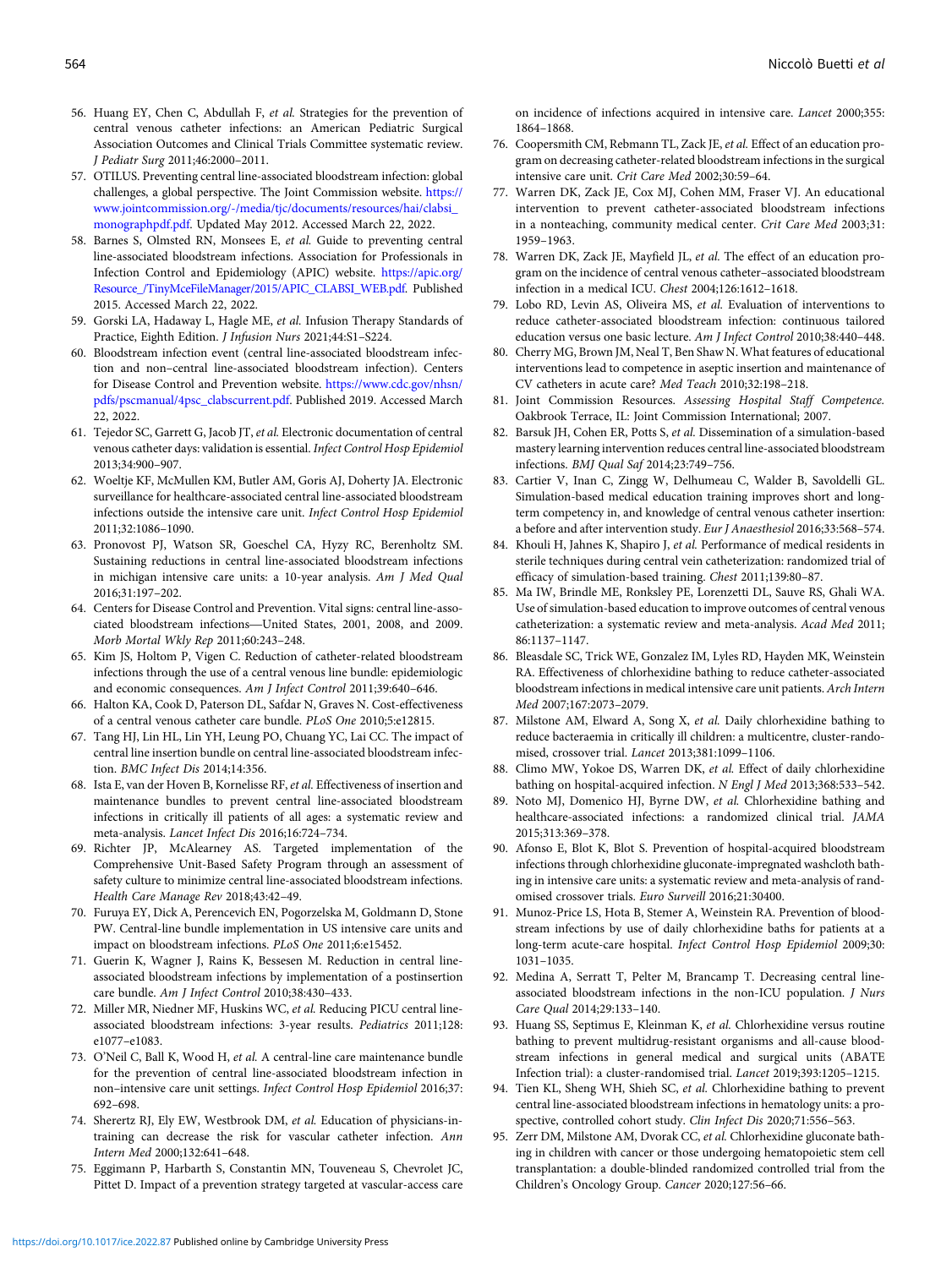56. Huang EY, Chen C, Abdullah F, *et al.* Strategies for the prevention of central venous catheter infections: an American Pediatric Surgical Association Outcomes and Clinical Trials Committee systematic review. *J Pediatr Surg* 2011;46:2000–2011.
57. OTILUS. Preventing central line-associated bloodstream infection: global challenges, a global perspective. The Joint Commission website. https://www.jointcommission.org/-/media/tjc/documents/resources/hai/clabsi_monographpdf.pdf. Updated May 2012. Accessed March 22, 2022.
58. Barnes S, Olmsted RN, Monsees E, *et al.* Guide to preventing central line-associated bloodstream infections. Association for Professionals in Infection Control and Epidemiology (APIC) website. https://apic.org/Resource_/TinyMceFileManager/2015/APIC_CLABSI_WEB.pdf. Published 2015. Accessed March 22, 2022.
59. Gorski LA, Hadaway L, Hagle ME, *et al.* Infusion Therapy Standards of Practice, Eighth Edition. *J Infusion Nurs* 2021;44:S1–S224.
60. Bloodstream infection event (central line-associated bloodstream infection and non–central line-associated bloodstream infection). Centers for Disease Control and Prevention website. https://www.cdc.gov/nhsn/pdfs/pscmanual/4psc_clabscurrent.pdf. Published 2019. Accessed March 22, 2022.
61. Tejedor SC, Garrett G, Jacob JT, *et al.* Electronic documentation of central venous catheter days: validation is essential. *Infect Control Hosp Epidemiol* 2013;34:900–907.
62. Woeltje KF, McMullen KM, Butler AM, Goris AJ, Doherty JA. Electronic surveillance for healthcare-associated central line-associated bloodstream infections outside the intensive care unit. *Infect Control Hosp Epidemiol* 2011;32:1086–1090.
63. Pronovost PJ, Watson SR, Goeschel CA, Hyzy RC, Berenholtz SM. Sustaining reductions in central line-associated bloodstream infections in michigan intensive care units: a 10-year analysis. *Am J Med Qual* 2016;31:197–202.
64. Centers for Disease Control and Prevention. Vital signs: central line-associated bloodstream infections—United States, 2001, 2008, and 2009. *Morb Mortal Wkly Rep* 2011;60:243–248.
65. Kim JS, Holtom P, Vigen C. Reduction of catheter-related bloodstream infections through the use of a central venous line bundle: epidemiologic and economic consequences. *Am J Infect Control* 2011;39:640–646.
66. Halton KA, Cook D, Paterson DL, Safdar N, Graves N. Cost-effectiveness of a central venous catheter care bundle. *PLoS One* 2010;5:e12815.
67. Tang HJ, Lin HL, Lin YH, Leung PO, Chuang YC, Lai CC. The impact of central line insertion bundle on central line-associated bloodstream infection. *BMC Infect Dis* 2014;14:356.
68. Ista E, van der Hoven B, Kornelisse RF, *et al.* Effectiveness of insertion and maintenance bundles to prevent central line-associated bloodstream infections in critically ill patients of all ages: a systematic review and meta-analysis. *Lancet Infect Dis* 2016;16:724–734.
69. Richter JP, McAlearney AS. Targeted implementation of the Comprehensive Unit-Based Safety Program through an assessment of safety culture to minimize central line-associated bloodstream infections. *Health Care Manage Rev* 2018;43:42–49.
70. Furuya EY, Dick A, Perencevich EN, Pogorzelska M, Goldmann D, Stone PW. Central-line bundle implementation in US intensive care units and impact on bloodstream infections. *PLoS One* 2011;6:e15452.
71. Guerin K, Wagner J, Rains K, Bessesen M. Reduction in central line-associated bloodstream infections by implementation of a postinsertion care bundle. *Am J Infect Control* 2010;38:430–433.
72. Miller MR, Niedner MF, Huskins WC, *et al.* Reducing PICU central line-associated bloodstream infections: 3-year results. *Pediatrics* 2011;128:e1077–e1083.
73. O'Neil C, Ball K, Wood H, *et al.* A central-line care maintenance bundle for the prevention of central line-associated bloodstream infection in non–intensive care unit settings. *Infect Control Hosp Epidemiol* 2016;37:692–698.
74. Sherertz RJ, Ely EW, Westbrook DM, *et al.* Education of physicians-in-training can decrease the risk for vascular catheter infection. *Ann Intern Med* 2000;132:641–648.
75. Eggimann P, Harbarth S, Constantin MN, Touveneau S, Chevrolet JC, Pittet D. Impact of a prevention strategy targeted at vascular-access care on incidence of infections acquired in intensive care. *Lancet* 2000;355:1864–1868.
76. Coopersmith CM, Rebmann TL, Zack JE, *et al.* Effect of an education program on decreasing catheter-related bloodstream infections in the surgical intensive care unit. *Crit Care Med* 2002;30:59–64.
77. Warren DK, Zack JE, Cox MJ, Cohen MM, Fraser VJ. An educational intervention to prevent catheter-associated bloodstream infections in a nonteaching, community medical center. *Crit Care Med* 2003;31:1959–1963.
78. Warren DK, Zack JE, Mayfield JL, *et al.* The effect of an education program on the incidence of central venous catheter–associated bloodstream infection in a medical ICU. *Chest* 2004;126:1612–1618.
79. Lobo RD, Levin AS, Oliveira MS, *et al.* Evaluation of interventions to reduce catheter-associated bloodstream infection: continuous tailored education versus one basic lecture. *Am J Infect Control* 2010;38:440–448.
80. Cherry MG, Brown JM, Neal T, Ben Shaw N. What features of educational interventions lead to competence in aseptic insertion and maintenance of CV catheters in acute care? *Med Teach* 2010;32:198–218.
81. Joint Commission Resources. *Assessing Hospital Staff Competence.* Oakbrook Terrace, IL: Joint Commission International; 2007.
82. Barsuk JH, Cohen ER, Potts S, *et al.* Dissemination of a simulation-based mastery learning intervention reduces central line-associated bloodstream infections. *BMJ Qual Saf* 2014;23:749–756.
83. Cartier V, Inan C, Zingg W, Delhumeau C, Walder B, Savoldelli GL. Simulation-based medical education training improves short and long-term competency in, and knowledge of central venous catheter insertion: a before and after intervention study. *Eur J Anaesthesiol* 2016;33:568–574.
84. Khouli H, Jahnes K, Shapiro J, *et al.* Performance of medical residents in sterile techniques during central vein catheterization: randomized trial of efficacy of simulation-based training. *Chest* 2011;139:80–87.
85. Ma IW, Brindle ME, Ronksley PE, Lorenzetti DL, Sauve RS, Ghali WA. Use of simulation-based education to improve outcomes of central venous catheterization: a systematic review and meta-analysis. *Acad Med* 2011;86:1137–1147.
86. Bleasdale SC, Trick WE, Gonzalez IM, Lyles RD, Hayden MK, Weinstein RA. Effectiveness of chlorhexidine bathing to reduce catheter-associated bloodstream infections in medical intensive care unit patients. *Arch Intern Med* 2007;167:2073–2079.
87. Milstone AM, Elward A, Song X, *et al.* Daily chlorhexidine bathing to reduce bacteraemia in critically ill children: a multicentre, cluster-randomised, crossover trial. *Lancet* 2013;381:1099–1106.
88. Climo MW, Yokoe DS, Warren DK, *et al.* Effect of daily chlorhexidine bathing on hospital-acquired infection. *N Engl J Med* 2013;368:533–542.
89. Noto MJ, Domenico HJ, Byrne DW, *et al.* Chlorhexidine bathing and healthcare-associated infections: a randomized clinical trial. *JAMA* 2015;313:369–378.
90. Afonso E, Blot K, Blot S. Prevention of hospital-acquired bloodstream infections through chlorhexidine gluconate-impregnated washcloth bathing in intensive care units: a systematic review and meta-analysis of randomised crossover trials. *Euro Surveill* 2016;21:30400.
91. Munoz-Price LS, Hota B, Stemer A, Weinstein RA. Prevention of bloodstream infections by use of daily chlorhexidine baths for patients at a long-term acute-care hospital. *Infect Control Hosp Epidemiol* 2009;30:1031–1035.
92. Medina A, Serratt T, Pelter M, Brancamp T. Decreasing central line-associated bloodstream infections in the non-ICU population. *J Nurs Care Qual* 2014;29:133–140.
93. Huang SS, Septimus E, Kleinman K, *et al.* Chlorhexidine versus routine bathing to prevent multidrug-resistant organisms and all-cause bloodstream infections in general medical and surgical units (ABATE Infection trial): a cluster-randomised trial. *Lancet* 2019;393:1205–1215.
94. Tien KL, Sheng WH, Shieh SC, *et al.* Chlorhexidine bathing to prevent central line-associated bloodstream infections in hematology units: a prospective, controlled cohort study. *Clin Infect Dis* 2020;71:556–563.
95. Zerr DM, Milstone AM, Dvorak CC, *et al.* Chlorhexidine gluconate bathing in children with cancer or those undergoing hematopoietic stem cell transplantation: a double-blinded randomized controlled trial from the Children's Oncology Group. *Cancer* 2020;127:56–66.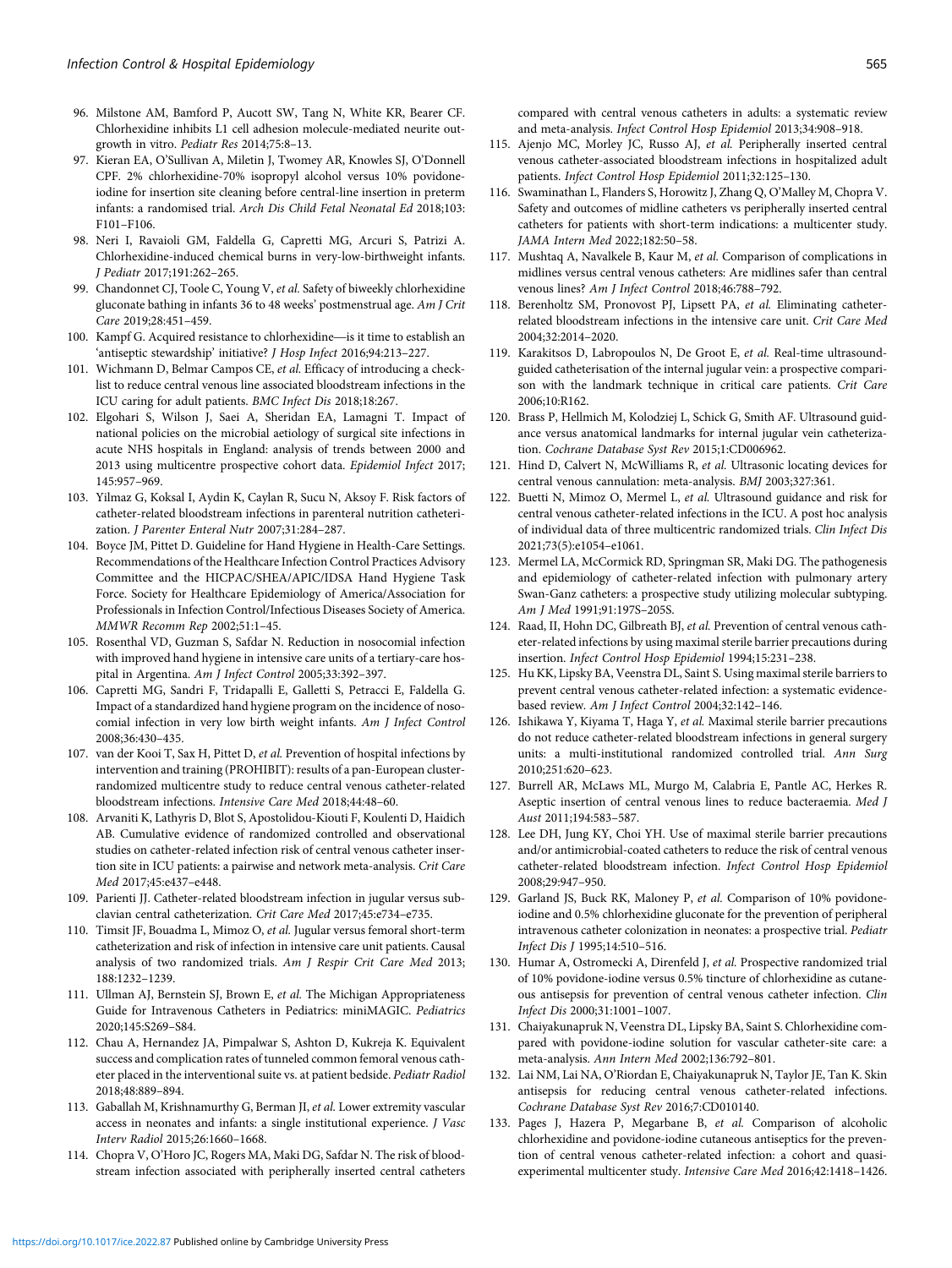96. Milstone AM, Bamford P, Aucott SW, Tang N, White KR, Bearer CF. Chlorhexidine inhibits L1 cell adhesion molecule-mediated neurite outgrowth in vitro. *Pediatr Res* 2014;75:8–13.
97. Kieran EA, O'Sullivan A, Miletin J, Twomey AR, Knowles SJ, O'Donnell CPF. 2% chlorhexidine-70% isopropyl alcohol versus 10% povidone-iodine for insertion site cleaning before central-line insertion in preterm infants: a randomised trial. *Arch Dis Child Fetal Neonatal Ed* 2018;103: F101–F106.
98. Neri I, Ravaioli GM, Faldella G, Capretti MG, Arcuri S, Patrizi A. Chlorhexidine-induced chemical burns in very-low-birthweight infants. *J Pediatr* 2017;191:262–265.
99. Chandonnet CJ, Toole C, Young V, *et al.* Safety of biweekly chlorhexidine gluconate bathing in infants 36 to 48 weeks' postmenstrual age. *Am J Crit Care* 2019;28:451–459.
100. Kampf G. Acquired resistance to chlorhexidine—is it time to establish an 'antiseptic stewardship' initiative? *J Hosp Infect* 2016;94:213–227.
101. Wichmann D, Belmar Campos CE, *et al.* Efficacy of introducing a checklist to reduce central venous line associated bloodstream infections in the ICU caring for adult patients. *BMC Infect Dis* 2018;18:267.
102. Elgohari S, Wilson J, Saei A, Sheridan EA, Lamagni T. Impact of national policies on the microbial aetiology of surgical site infections in acute NHS hospitals in England: analysis of trends between 2000 and 2013 using multicentre prospective cohort data. *Epidemiol Infect* 2017; 145:957–969.
103. Yilmaz G, Koksal I, Aydin K, Caylan R, Sucu N, Aksoy F. Risk factors of catheter-related bloodstream infections in parenteral nutrition catheterization. *J Parenter Enteral Nutr* 2007;31:284–287.
104. Boyce JM, Pittet D. Guideline for Hand Hygiene in Health-Care Settings. Recommendations of the Healthcare Infection Control Practices Advisory Committee and the HICPAC/SHEA/APIC/IDSA Hand Hygiene Task Force. Society for Healthcare Epidemiology of America/Association for Professionals in Infection Control/Infectious Diseases Society of America. *MMWR Recomm Rep* 2002;51:1–45.
105. Rosenthal VD, Guzman S, Safdar N. Reduction in nosocomial infection with improved hand hygiene in intensive care units of a tertiary-care hospital in Argentina. *Am J Infect Control* 2005;33:392–397.
106. Capretti MG, Sandri F, Tridapalli E, Galletti S, Petracci E, Faldella G. Impact of a standardized hand hygiene program on the incidence of nosocomial infection in very low birth weight infants. *Am J Infect Control* 2008;36:430–435.
107. van der Kooi T, Sax H, Pittet D, *et al.* Prevention of hospital infections by intervention and training (PROHIBIT): results of a pan-European cluster-randomized multicentre study to reduce central venous catheter-related bloodstream infections. *Intensive Care Med* 2018;44:48–60.
108. Arvaniti K, Lathyris D, Blot S, Apostolidou-Kiouti F, Koulenti D, Haidich AB. Cumulative evidence of randomized controlled and observational studies on catheter-related infection risk of central venous catheter insertion site in ICU patients: a pairwise and network meta-analysis. *Crit Care Med* 2017;45:e437–e448.
109. Parienti JJ. Catheter-related bloodstream infection in jugular versus subclavian central catheterization. *Crit Care Med* 2017;45:e734–e735.
110. Timsit JF, Bouadma L, Mimoz O, *et al.* Jugular versus femoral short-term catheterization and risk of infection in intensive care unit patients. Causal analysis of two randomized trials. *Am J Respir Crit Care Med* 2013; 188:1232–1239.
111. Ullman AJ, Bernstein SJ, Brown E, *et al.* The Michigan Appropriateness Guide for Intravenous Catheters in Pediatrics: miniMAGIC. *Pediatrics* 2020;145:S269–S84.
112. Chau A, Hernandez JA, Pimpalwar S, Ashton D, Kukreja K. Equivalent success and complication rates of tunneled common femoral venous catheter placed in the interventional suite vs. at patient bedside. *Pediatr Radiol* 2018;48:889–894.
113. Gaballah M, Krishnamurthy G, Berman JI, *et al.* Lower extremity vascular access in neonates and infants: a single institutional experience. *J Vasc Interv Radiol* 2015;26:1660–1668.
114. Chopra V, O'Horo JC, Rogers MA, Maki DG, Safdar N. The risk of bloodstream infection associated with peripherally inserted central catheters compared with central venous catheters in adults: a systematic review and meta-analysis. *Infect Control Hosp Epidemiol* 2013;34:908–918.
115. Ajenjo MC, Morley JC, Russo AJ, *et al.* Peripherally inserted central venous catheter-associated bloodstream infections in hospitalized adult patients. *Infect Control Hosp Epidemiol* 2011;32:125–130.
116. Swaminathan L, Flanders S, Horowitz J, Zhang Q, O'Malley M, Chopra V. Safety and outcomes of midline catheters vs peripherally inserted central catheters for patients with short-term indications: a multicenter study. *JAMA Intern Med* 2022;182:50–58.
117. Mushtaq A, Navalkele B, Kaur M, *et al.* Comparison of complications in midlines versus central venous catheters: Are midlines safer than central venous lines? *Am J Infect Control* 2018;46:788–792.
118. Berenholtz SM, Pronovost PJ, Lipsett PA, *et al.* Eliminating catheter-related bloodstream infections in the intensive care unit. *Crit Care Med* 2004;32:2014–2020.
119. Karakitsos D, Labropoulos N, De Groot E, *et al.* Real-time ultrasound-guided catheterisation of the internal jugular vein: a prospective comparison with the landmark technique in critical care patients. *Crit Care* 2006;10:R162.
120. Brass P, Hellmich M, Kolodziej L, Schick G, Smith AF. Ultrasound guidance versus anatomical landmarks for internal jugular vein catheterization. *Cochrane Database Syst Rev* 2015;1:CD006962.
121. Hind D, Calvert N, McWilliams R, *et al.* Ultrasonic locating devices for central venous cannulation: meta-analysis. *BMJ* 2003;327:361.
122. Buetti N, Mimoz O, Mermel L, *et al.* Ultrasound guidance and risk for central venous catheter-related infections in the ICU. A post hoc analysis of individual data of three multicentric randomized trials. *Clin Infect Dis* 2021;73(5):e1054–e1061.
123. Mermel LA, McCormick RD, Springman SR, Maki DG. The pathogenesis and epidemiology of catheter-related infection with pulmonary artery Swan-Ganz catheters: a prospective study utilizing molecular subtyping. *Am J Med* 1991;91:197S–205S.
124. Raad, II, Hohn DC, Gilbreath BJ, *et al.* Prevention of central venous catheter-related infections by using maximal sterile barrier precautions during insertion. *Infect Control Hosp Epidemiol* 1994;15:231–238.
125. Hu KK, Lipsky BA, Veenstra DL, Saint S. Using maximal sterile barriers to prevent central venous catheter-related infection: a systematic evidence-based review. *Am J Infect Control* 2004;32:142–146.
126. Ishikawa Y, Kiyama T, Haga Y, *et al.* Maximal sterile barrier precautions do not reduce catheter-related bloodstream infections in general surgery units: a multi-institutional randomized controlled trial. *Ann Surg* 2010;251:620–623.
127. Burrell AR, McLaws ML, Murgo M, Calabria E, Pantle AC, Herkes R. Aseptic insertion of central venous lines to reduce bacteraemia. *Med J Aust* 2011;194:583–587.
128. Lee DH, Jung KY, Choi YH. Use of maximal sterile barrier precautions and/or antimicrobial-coated catheters to reduce the risk of central venous catheter-related bloodstream infection. *Infect Control Hosp Epidemiol* 2008;29:947–950.
129. Garland JS, Buck RK, Maloney P, *et al.* Comparison of 10% povidone-iodine and 0.5% chlorhexidine gluconate for the prevention of peripheral intravenous catheter colonization in neonates: a prospective trial. *Pediatr Infect Dis J* 1995;14:510–516.
130. Humar A, Ostromecki A, Direnfeld J, *et al.* Prospective randomized trial of 10% povidone-iodine versus 0.5% tincture of chlorhexidine as cutaneous antisepsis for prevention of central venous catheter infection. *Clin Infect Dis* 2000;31:1001–1007.
131. Chaiyakunapruk N, Veenstra DL, Lipsky BA, Saint S. Chlorhexidine compared with povidone-iodine solution for vascular catheter-site care: a meta-analysis. *Ann Intern Med* 2002;136:792–801.
132. Lai NM, Lai NA, O'Riordan E, Chaiyakunapruk N, Taylor JE, Tan K. Skin antisepsis for reducing central venous catheter-related infections. *Cochrane Database Syst Rev* 2016;7:CD010140.
133. Pages J, Hazera P, Megarbane B, *et al.* Comparison of alcoholic chlorhexidine and povidone-iodine cutaneous antiseptics for the prevention of central venous catheter-related infection: a cohort and quasi-experimental multicenter study. *Intensive Care Med* 2016;42:1418–1426.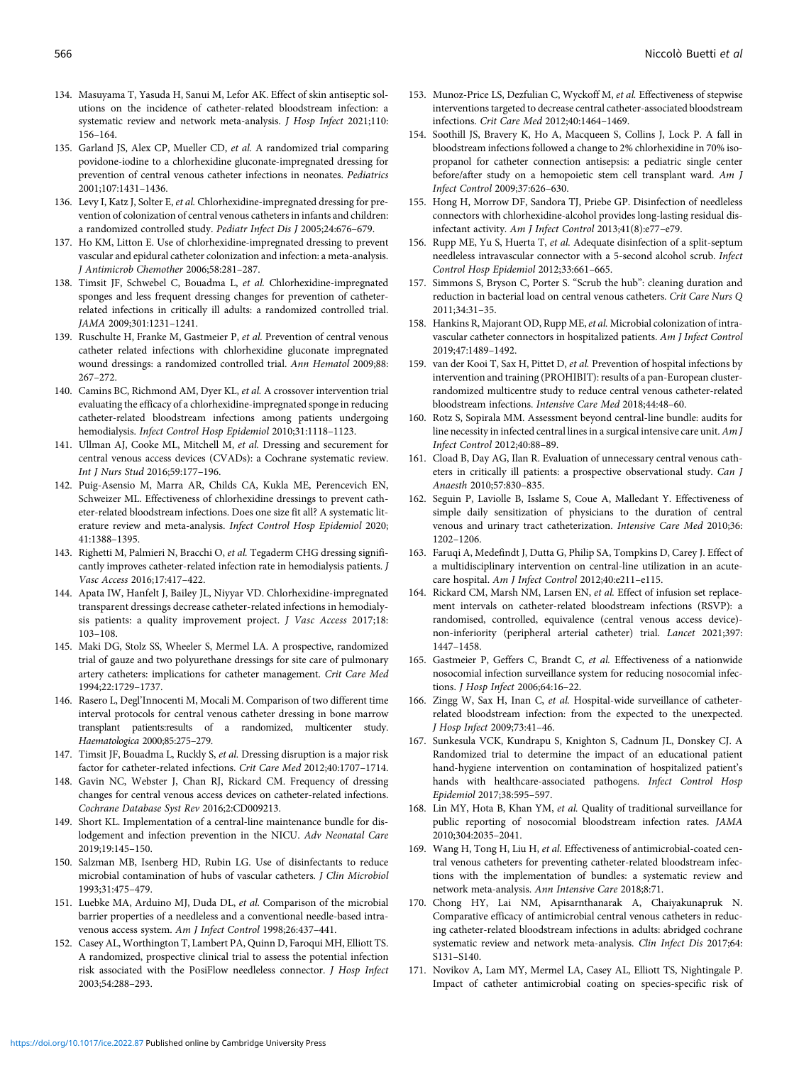134. Masuyama T, Yasuda H, Sanui M, Lefor AK. Effect of skin antiseptic solutions on the incidence of catheter-related bloodstream infection: a systematic review and network meta-analysis. *J Hosp Infect* 2021;110: 156–164.
135. Garland JS, Alex CP, Mueller CD, *et al.* A randomized trial comparing povidone-iodine to a chlorhexidine gluconate-impregnated dressing for prevention of central venous catheter infections in neonates. *Pediatrics* 2001;107:1431–1436.
136. Levy I, Katz J, Solter E, *et al.* Chlorhexidine-impregnated dressing for prevention of colonization of central venous catheters in infants and children: a randomized controlled study. *Pediatr Infect Dis J* 2005;24:676–679.
137. Ho KM, Litton E. Use of chlorhexidine-impregnated dressing to prevent vascular and epidural catheter colonization and infection: a meta-analysis. *J Antimicrob Chemother* 2006;58:281–287.
138. Timsit JF, Schwebel C, Bouadma L, *et al.* Chlorhexidine-impregnated sponges and less frequent dressing changes for prevention of catheter-related infections in critically ill adults: a randomized controlled trial. *JAMA* 2009;301:1231–1241.
139. Ruschulte H, Franke M, Gastmeier P, *et al.* Prevention of central venous catheter related infections with chlorhexidine gluconate impregnated wound dressings: a randomized controlled trial. *Ann Hematol* 2009;88: 267–272.
140. Camins BC, Richmond AM, Dyer KL, *et al.* A crossover intervention trial evaluating the efficacy of a chlorhexidine-impregnated sponge in reducing catheter-related bloodstream infections among patients undergoing hemodialysis. *Infect Control Hosp Epidemiol* 2010;31:1118–1123.
141. Ullman AJ, Cooke ML, Mitchell M, *et al.* Dressing and securement for central venous access devices (CVADs): a Cochrane systematic review. *Int J Nurs Stud* 2016;59:177–196.
142. Puig-Asensio M, Marra AR, Childs CA, Kukla ME, Perencevich EN, Schweizer ML. Effectiveness of chlorhexidine dressings to prevent catheter-related bloodstream infections. Does one size fit all? A systematic literature review and meta-analysis. *Infect Control Hosp Epidemiol* 2020; 41:1388–1395.
143. Righetti M, Palmieri N, Bracchi O, *et al.* Tegaderm CHG dressing significantly improves catheter-related infection rate in hemodialysis patients. *J Vasc Access* 2016;17:417–422.
144. Apata IW, Hanfelt J, Bailey JL, Niyyar VD. Chlorhexidine-impregnated transparent dressings decrease catheter-related infections in hemodialysis patients: a quality improvement project. *J Vasc Access* 2017;18: 103–108.
145. Maki DG, Stolz SS, Wheeler S, Mermel LA. A prospective, randomized trial of gauze and two polyurethane dressings for site care of pulmonary artery catheters: implications for catheter management. *Crit Care Med* 1994;22:1729–1737.
146. Rasero L, Degl'Innocenti M, Mocali M. Comparison of two different time interval protocols for central venous catheter dressing in bone marrow transplant patients:results of a randomized, multicenter study. *Haematologica* 2000;85:275–279.
147. Timsit JF, Bouadma L, Ruckly S, *et al.* Dressing disruption is a major risk factor for catheter-related infections. *Crit Care Med* 2012;40:1707–1714.
148. Gavin NC, Webster J, Chan RJ, Rickard CM. Frequency of dressing changes for central venous access devices on catheter-related infections. *Cochrane Database Syst Rev* 2016;2:CD009213.
149. Short KL. Implementation of a central-line maintenance bundle for dislodgement and infection prevention in the NICU. *Adv Neonatal Care* 2019;19:145–150.
150. Salzman MB, Isenberg HD, Rubin LG. Use of disinfectants to reduce microbial contamination of hubs of vascular catheters. *J Clin Microbiol* 1993;31:475–479.
151. Luebke MA, Arduino MJ, Duda DL, *et al.* Comparison of the microbial barrier properties of a needleless and a conventional needle-based intravenous access system. *Am J Infect Control* 1998;26:437–441.
152. Casey AL, Worthington T, Lambert PA, Quinn D, Faroqui MH, Elliott TS. A randomized, prospective clinical trial to assess the potential infection risk associated with the PosiFlow needleless connector. *J Hosp Infect* 2003;54:288–293.
153. Munoz-Price LS, Dezfulian C, Wyckoff M, *et al.* Effectiveness of stepwise interventions targeted to decrease central catheter-associated bloodstream infections. *Crit Care Med* 2012;40:1464–1469.
154. Soothill JS, Bravery K, Ho A, Macqueen S, Collins J, Lock P. A fall in bloodstream infections followed a change to 2% chlorhexidine in 70% isopropanol for catheter connection antisepsis: a pediatric single center before/after study on a hemopoietic stem cell transplant ward. *Am J Infect Control* 2009;37:626–630.
155. Hong H, Morrow DF, Sandora TJ, Priebe GP. Disinfection of needleless connectors with chlorhexidine-alcohol provides long-lasting residual disinfectant activity. *Am J Infect Control* 2013;41(8):e77–e79.
156. Rupp ME, Yu S, Huerta T, *et al.* Adequate disinfection of a split-septum needleless intravascular connector with a 5-second alcohol scrub. *Infect Control Hosp Epidemiol* 2012;33:661–665.
157. Simmons S, Bryson C, Porter S. "Scrub the hub": cleaning duration and reduction in bacterial load on central venous catheters. *Crit Care Nurs Q* 2011;34:31–35.
158. Hankins R, Majorant OD, Rupp ME, *et al.* Microbial colonization of intravascular catheter connectors in hospitalized patients. *Am J Infect Control* 2019;47:1489–1492.
159. van der Kooi T, Sax H, Pittet D, *et al.* Prevention of hospital infections by intervention and training (PROHIBIT): results of a pan-European cluster-randomized multicentre study to reduce central venous catheter-related bloodstream infections. *Intensive Care Med* 2018;44:48–60.
160. Rotz S, Sopirala MM. Assessment beyond central-line bundle: audits for line necessity in infected central lines in a surgical intensive care unit. *Am J Infect Control* 2012;40:88–89.
161. Cload B, Day AG, Ilan R. Evaluation of unnecessary central venous catheters in critically ill patients: a prospective observational study. *Can J Anaesth* 2010;57:830–835.
162. Seguin P, Laviolle B, Isslame S, Coue A, Malledant Y. Effectiveness of simple daily sensitization of physicians to the duration of central venous and urinary tract catheterization. *Intensive Care Med* 2010;36: 1202–1206.
163. Faruqi A, Medefindt J, Dutta G, Philip SA, Tompkins D, Carey J. Effect of a multidisciplinary intervention on central-line utilization in an acute-care hospital. *Am J Infect Control* 2012;40:e211–e115.
164. Rickard CM, Marsh NM, Larsen EN, *et al.* Effect of infusion set replacement intervals on catheter-related bloodstream infections (RSVP): a randomised, controlled, equivalence (central venous access device)-non-inferiority (peripheral arterial catheter) trial. *Lancet* 2021;397: 1447–1458.
165. Gastmeier P, Geffers C, Brandt C, *et al.* Effectiveness of a nationwide nosocomial infection surveillance system for reducing nosocomial infections. *J Hosp Infect* 2006;64:16–22.
166. Zingg W, Sax H, Inan C, *et al.* Hospital-wide surveillance of catheter-related bloodstream infection: from the expected to the unexpected. *J Hosp Infect* 2009;73:41–46.
167. Sunkesula VCK, Kundrapu S, Knighton S, Cadnum JL, Donskey CJ. A Randomized trial to determine the impact of an educational patient hand-hygiene intervention on contamination of hospitalized patient's hands with healthcare-associated pathogens. *Infect Control Hosp Epidemiol* 2017;38:595–597.
168. Lin MY, Hota B, Khan YM, *et al.* Quality of traditional surveillance for public reporting of nosocomial bloodstream infection rates. *JAMA* 2010;304:2035–2041.
169. Wang H, Tong H, Liu H, *et al.* Effectiveness of antimicrobial-coated central venous catheters for preventing catheter-related bloodstream infections with the implementation of bundles: a systematic review and network meta-analysis. *Ann Intensive Care* 2018;8:71.
170. Chong HY, Lai NM, Apisarnthanarak A, Chaiyakunapruk N. Comparative efficacy of antimicrobial central venous catheters in reducing catheter-related bloodstream infections in adults: abridged cochrane systematic review and network meta-analysis. *Clin Infect Dis* 2017;64: S131–S140.
171. Novikov A, Lam MY, Mermel LA, Casey AL, Elliott TS, Nightingale P. Impact of catheter antimicrobial coating on species-specific risk of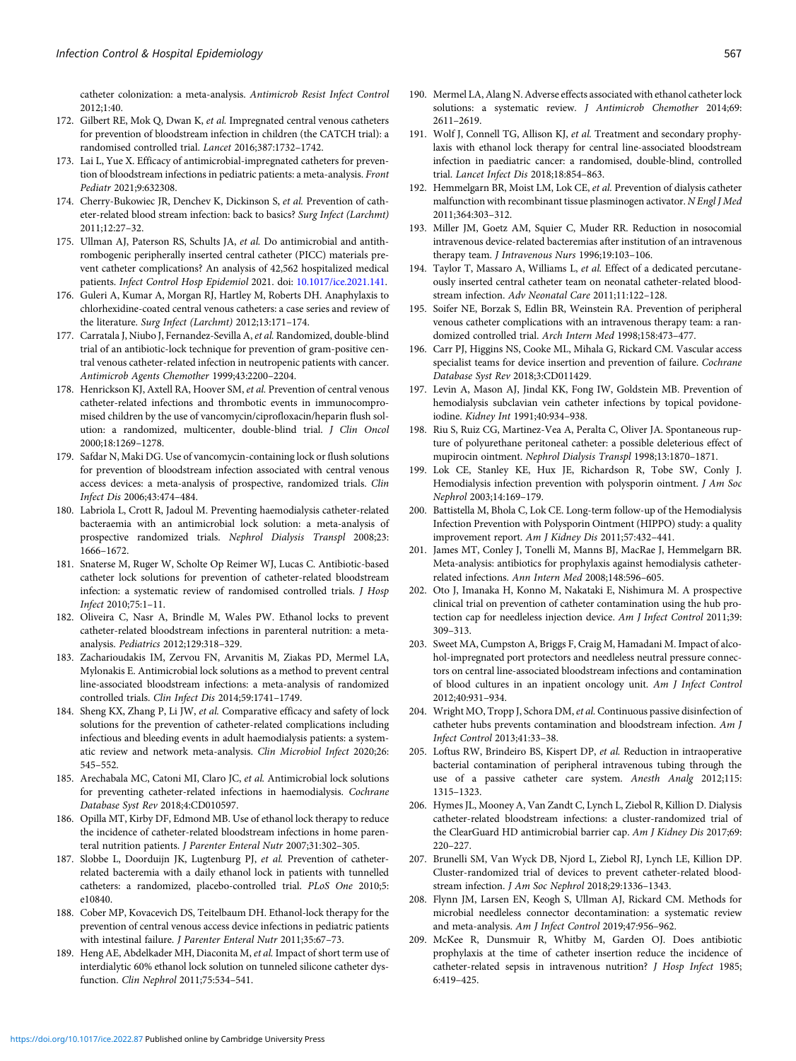catheter colonization: a meta-analysis. *Antimicrob Resist Infect Control* 2012;1:40.

172. Gilbert RE, Mok Q, Dwan K, *et al.* Impregnated central venous catheters for prevention of bloodstream infection in children (the CATCH trial): a randomised controlled trial. *Lancet* 2016;387:1732–1742.
173. Lai L, Yue X. Efficacy of antimicrobial-impregnated catheters for prevention of bloodstream infections in pediatric patients: a meta-analysis. *Front Pediatr* 2021;9:632308.
174. Cherry-Bukowiec JR, Denchev K, Dickinson S, *et al.* Prevention of catheter-related blood stream infection: back to basics? *Surg Infect (Larchmt)* 2011;12:27–32.
175. Ullman AJ, Paterson RS, Schults JA, *et al.* Do antimicrobial and antithrombogenic peripherally inserted central catheter (PICC) materials prevent catheter complications? An analysis of 42,562 hospitalized medical patients. *Infect Control Hosp Epidemiol* 2021. doi: 10.1017/ice.2021.141.
176. Guleri A, Kumar A, Morgan RJ, Hartley M, Roberts DH. Anaphylaxis to chlorhexidine-coated central venous catheters: a case series and review of the literature. *Surg Infect (Larchmt)* 2012;13:171–174.
177. Carratala J, Niubo J, Fernandez-Sevilla A, *et al.* Randomized, double-blind trial of an antibiotic-lock technique for prevention of gram-positive central venous catheter-related infection in neutropenic patients with cancer. *Antimicrob Agents Chemother* 1999;43:2200–2204.
178. Henrickson KJ, Axtell RA, Hoover SM, *et al.* Prevention of central venous catheter-related infections and thrombotic events in immunocompromised children by the use of vancomycin/ciprofloxacin/heparin flush solution: a randomized, multicenter, double-blind trial. *J Clin Oncol* 2000;18:1269–1278.
179. Safdar N, Maki DG. Use of vancomycin-containing lock or flush solutions for prevention of bloodstream infection associated with central venous access devices: a meta-analysis of prospective, randomized trials. *Clin Infect Dis* 2006;43:474–484.
180. Labriola L, Crott R, Jadoul M. Preventing haemodialysis catheter-related bacteraemia with an antimicrobial lock solution: a meta-analysis of prospective randomized trials. *Nephrol Dialysis Transpl* 2008;23:1666–1672.
181. Snaterse M, Ruger W, Scholte Op Reimer WJ, Lucas C. Antibiotic-based catheter lock solutions for prevention of catheter-related bloodstream infection: a systematic review of randomised controlled trials. *J Hosp Infect* 2010;75:1–11.
182. Oliveira C, Nasr A, Brindle M, Wales PW. Ethanol locks to prevent catheter-related bloodstream infections in parenteral nutrition: a meta-analysis. *Pediatrics* 2012;129:318–329.
183. Zacharioudakis IM, Zervou FN, Arvanitis M, Ziakas PD, Mermel LA, Mylonakis E. Antimicrobial lock solutions as a method to prevent central line-associated bloodstream infections: a meta-analysis of randomized controlled trials. *Clin Infect Dis* 2014;59:1741–1749.
184. Sheng KX, Zhang P, Li JW, *et al.* Comparative efficacy and safety of lock solutions for the prevention of catheter-related complications including infectious and bleeding events in adult haemodialysis patients: a systematic review and network meta-analysis. *Clin Microbiol Infect* 2020;26:545–552.
185. Arechabala MC, Catoni MI, Claro JC, *et al.* Antimicrobial lock solutions for preventing catheter-related infections in haemodialysis. *Cochrane Database Syst Rev* 2018;4:CD010597.
186. Opilla MT, Kirby DF, Edmond MB. Use of ethanol lock therapy to reduce the incidence of catheter-related bloodstream infections in home parenteral nutrition patients. *J Parenter Enteral Nutr* 2007;31:302–305.
187. Slobbe L, Doorduijn JK, Lugtenburg PJ, *et al.* Prevention of catheter-related bacteremia with a daily ethanol lock in patients with tunnelled catheters: a randomized, placebo-controlled trial. *PLoS One* 2010;5:e10840.
188. Cober MP, Kovacevich DS, Teitelbaum DH. Ethanol-lock therapy for the prevention of central venous access device infections in pediatric patients with intestinal failure. *J Parenter Enteral Nutr* 2011;35:67–73.
189. Heng AE, Abdelkader MH, Diaconita M, *et al.* Impact of short term use of interdialytic 60% ethanol lock solution on tunneled silicone catheter dysfunction. *Clin Nephrol* 2011;75:534–541.
190. Mermel LA, Alang N. Adverse effects associated with ethanol catheter lock solutions: a systematic review. *J Antimicrob Chemother* 2014;69:2611–2619.
191. Wolf J, Connell TG, Allison KJ, *et al.* Treatment and secondary prophylaxis with ethanol lock therapy for central line-associated bloodstream infection in paediatric cancer: a randomised, double-blind, controlled trial. *Lancet Infect Dis* 2018;18:854–863.
192. Hemmelgarn BR, Moist LM, Lok CE, *et al.* Prevention of dialysis catheter malfunction with recombinant tissue plasminogen activator. *N Engl J Med* 2011;364:303–312.
193. Miller JM, Goetz AM, Squier C, Muder RR. Reduction in nosocomial intravenous device-related bacteremias after institution of an intravenous therapy team. *J Intravenous Nurs* 1996;19:103–106.
194. Taylor T, Massaro A, Williams L, *et al.* Effect of a dedicated percutaneously inserted central catheter team on neonatal catheter-related bloodstream infection. *Adv Neonatal Care* 2011;11:122–128.
195. Soifer NE, Borzak S, Edlin BR, Weinstein RA. Prevention of peripheral venous catheter complications with an intravenous therapy team: a randomized controlled trial. *Arch Intern Med* 1998;158:473–477.
196. Carr PJ, Higgins NS, Cooke ML, Mihala G, Rickard CM. Vascular access specialist teams for device insertion and prevention of failure. *Cochrane Database Syst Rev* 2018;3:CD011429.
197. Levin A, Mason AJ, Jindal KK, Fong IW, Goldstein MB. Prevention of hemodialysis subclavian vein catheter infections by topical povidone-iodine. *Kidney Int* 1991;40:934–938.
198. Riu S, Ruiz CG, Martinez-Vea A, Peralta C, Oliver JA. Spontaneous rupture of polyurethane peritoneal catheter: a possible deleterious effect of mupirocin ointment. *Nephrol Dialysis Transpl* 1998;13:1870–1871.
199. Lok CE, Stanley KE, Hux JE, Richardson R, Tobe SW, Conly J. Hemodialysis infection prevention with polysporin ointment. *J Am Soc Nephrol* 2003;14:169–179.
200. Battistella M, Bhola C, Lok CE. Long-term follow-up of the Hemodialysis Infection Prevention with Polysporin Ointment (HIPPO) study: a quality improvement report. *Am J Kidney Dis* 2011;57:432–441.
201. James MT, Conley J, Tonelli M, Manns BJ, MacRae J, Hemmelgarn BR. Meta-analysis: antibiotics for prophylaxis against hemodialysis catheter-related infections. *Ann Intern Med* 2008;148:596–605.
202. Oto J, Imanaka H, Konno M, Nakataki E, Nishimura M. A prospective clinical trial on prevention of catheter contamination using the hub protection cap for needleless injection device. *Am J Infect Control* 2011;39:309–313.
203. Sweet MA, Cumpston A, Briggs F, Craig M, Hamadani M. Impact of alcohol-impregnated port protectors and needleless neutral pressure connectors on central line-associated bloodstream infections and contamination of blood cultures in an inpatient oncology unit. *Am J Infect Control* 2012;40:931–934.
204. Wright MO, Tropp J, Schora DM, *et al.* Continuous passive disinfection of catheter hubs prevents contamination and bloodstream infection. *Am J Infect Control* 2013;41:33–38.
205. Loftus RW, Brindeiro BS, Kispert DP, *et al.* Reduction in intraoperative bacterial contamination of peripheral intravenous tubing through the use of a passive catheter care system. *Anesth Analg* 2012;115:1315–1323.
206. Hymes JL, Mooney A, Van Zandt C, Lynch L, Ziebol R, Killion D. Dialysis catheter-related bloodstream infections: a cluster-randomized trial of the ClearGuard HD antimicrobial barrier cap. *Am J Kidney Dis* 2017;69:220–227.
207. Brunelli SM, Van Wyck DB, Njord L, Ziebol RJ, Lynch LE, Killion DP. Cluster-randomized trial of devices to prevent catheter-related bloodstream infection. *J Am Soc Nephrol* 2018;29:1336–1343.
208. Flynn JM, Larsen EN, Keogh S, Ullman AJ, Rickard CM. Methods for microbial needleless connector decontamination: a systematic review and meta-analysis. *Am J Infect Control* 2019;47:956–962.
209. McKee R, Dunsmuir R, Whitby M, Garden OJ. Does antibiotic prophylaxis at the time of catheter insertion reduce the incidence of catheter-related sepsis in intravenous nutrition? *J Hosp Infect* 1985;6:419–425.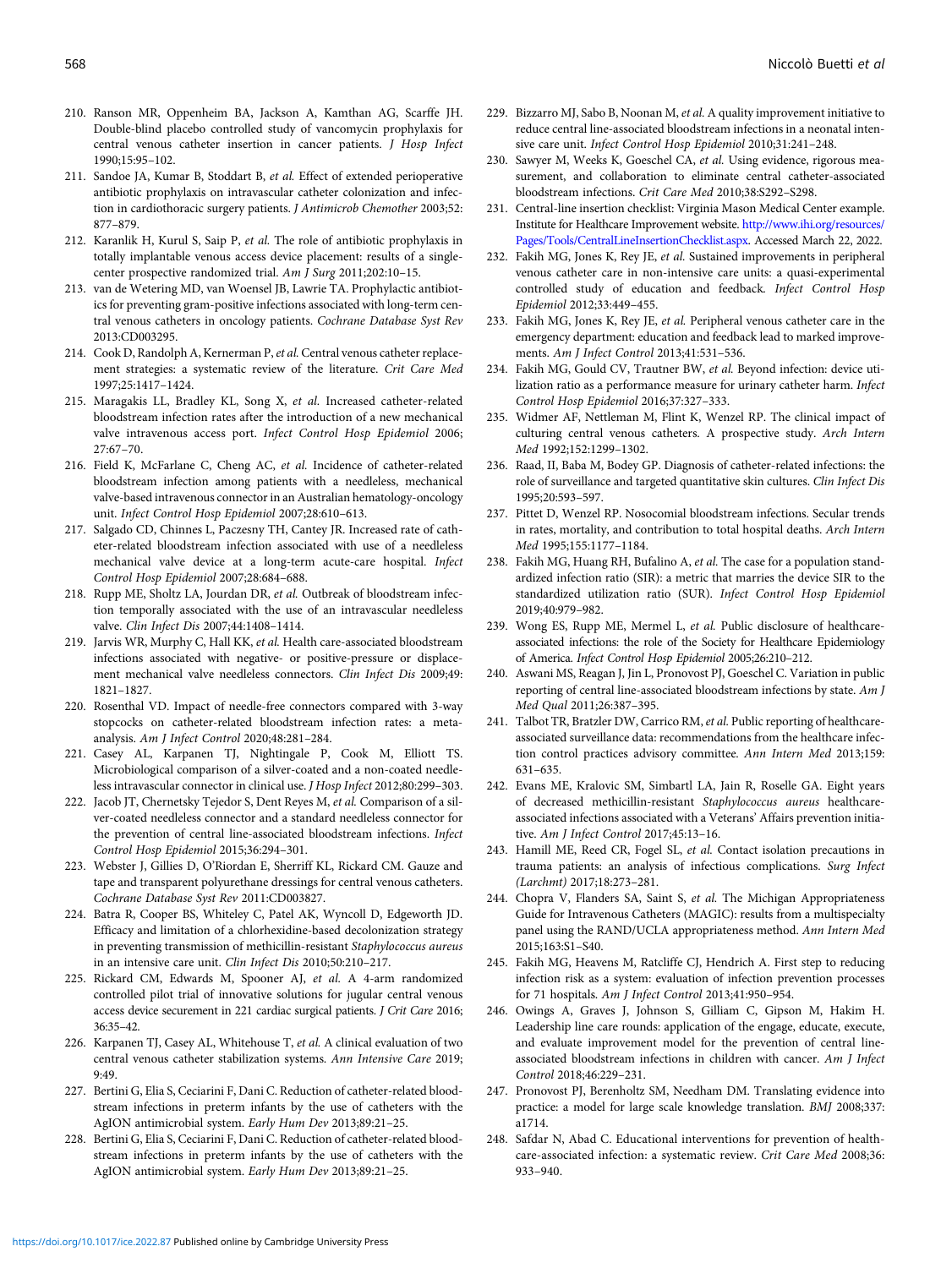210. Ranson MR, Oppenheim BA, Jackson A, Kamthan AG, Scarffe JH. Double-blind placebo controlled study of vancomycin prophylaxis for central venous catheter insertion in cancer patients. *J Hosp Infect* 1990;15:95–102.
211. Sandoe JA, Kumar B, Stoddart B, *et al.* Effect of extended perioperative antibiotic prophylaxis on intravascular catheter colonization and infection in cardiothoracic surgery patients. *J Antimicrob Chemother* 2003;52: 877–879.
212. Karanlik H, Kurul S, Saip P, *et al.* The role of antibiotic prophylaxis in totally implantable venous access device placement: results of a single-center prospective randomized trial. *Am J Surg* 2011;202:10–15.
213. van de Wetering MD, van Woensel JB, Lawrie TA. Prophylactic antibiotics for preventing gram-positive infections associated with long-term central venous catheters in oncology patients. *Cochrane Database Syst Rev* 2013:CD003295.
214. Cook D, Randolph A, Kernerman P, *et al.* Central venous catheter replacement strategies: a systematic review of the literature. *Crit Care Med* 1997;25:1417–1424.
215. Maragakis LL, Bradley KL, Song X, *et al.* Increased catheter-related bloodstream infection rates after the introduction of a new mechanical valve intravenous access port. *Infect Control Hosp Epidemiol* 2006; 27:67–70.
216. Field K, McFarlane C, Cheng AC, *et al.* Incidence of catheter-related bloodstream infection among patients with a needleless, mechanical valve-based intravenous connector in an Australian hematology-oncology unit. *Infect Control Hosp Epidemiol* 2007;28:610–613.
217. Salgado CD, Chinnes L, Paczesny TH, Cantey JR. Increased rate of catheter-related bloodstream infection associated with use of a needleless mechanical valve device at a long-term acute-care hospital. *Infect Control Hosp Epidemiol* 2007;28:684–688.
218. Rupp ME, Sholtz LA, Jourdan DR, *et al.* Outbreak of bloodstream infection temporally associated with the use of an intravascular needleless valve. *Clin Infect Dis* 2007;44:1408–1414.
219. Jarvis WR, Murphy C, Hall KK, *et al.* Health care-associated bloodstream infections associated with negative- or positive-pressure or displacement mechanical valve needleless connectors. *Clin Infect Dis* 2009;49: 1821–1827.
220. Rosenthal VD. Impact of needle-free connectors compared with 3-way stopcocks on catheter-related bloodstream infection rates: a meta-analysis. *Am J Infect Control* 2020;48:281–284.
221. Casey AL, Karpanen TJ, Nightingale P, Cook M, Elliott TS. Microbiological comparison of a silver-coated and a non-coated needleless intravascular connector in clinical use. *J Hosp Infect* 2012;80:299–303.
222. Jacob JT, Chernetsky Tejedor S, Dent Reyes M, *et al.* Comparison of a silver-coated needleless connector and a standard needleless connector for the prevention of central line-associated bloodstream infections. *Infect Control Hosp Epidemiol* 2015;36:294–301.
223. Webster J, Gillies D, O'Riordan E, Sherriff KL, Rickard CM. Gauze and tape and transparent polyurethane dressings for central venous catheters. *Cochrane Database Syst Rev* 2011:CD003827.
224. Batra R, Cooper BS, Whiteley C, Patel AK, Wyncoll D, Edgeworth JD. Efficacy and limitation of a chlorhexidine-based decolonization strategy in preventing transmission of methicillin-resistant *Staphylococcus aureus* in an intensive care unit. *Clin Infect Dis* 2010;50:210–217.
225. Rickard CM, Edwards M, Spooner AJ, *et al.* A 4-arm randomized controlled pilot trial of innovative solutions for jugular central venous access device securement in 221 cardiac surgical patients. *J Crit Care* 2016; 36:35–42.
226. Karpanen TJ, Casey AL, Whitehouse T, *et al.* A clinical evaluation of two central venous catheter stabilization systems. *Ann Intensive Care* 2019; 9:49.
227. Bertini G, Elia S, Ceciarini F, Dani C. Reduction of catheter-related bloodstream infections in preterm infants by the use of catheters with the AgION antimicrobial system. *Early Hum Dev* 2013;89:21–25.
228. Bertini G, Elia S, Ceciarini F, Dani C. Reduction of catheter-related bloodstream infections in preterm infants by the use of catheters with the AgION antimicrobial system. *Early Hum Dev* 2013;89:21–25.
229. Bizzarro MJ, Sabo B, Noonan M, *et al.* A quality improvement initiative to reduce central line-associated bloodstream infections in a neonatal intensive care unit. *Infect Control Hosp Epidemiol* 2010;31:241–248.
230. Sawyer M, Weeks K, Goeschel CA, *et al.* Using evidence, rigorous measurement, and collaboration to eliminate central catheter-associated bloodstream infections. *Crit Care Med* 2010;38:S292–S298.
231. Central-line insertion checklist: Virginia Mason Medical Center example. Institute for Healthcare Improvement website. http://www.ihi.org/resources/Pages/Tools/CentralLineInsertionChecklist.aspx. Accessed March 22, 2022.
232. Fakih MG, Jones K, Rey JE, *et al.* Sustained improvements in peripheral venous catheter care in non-intensive care units: a quasi-experimental controlled study of education and feedback. *Infect Control Hosp Epidemiol* 2012;33:449–455.
233. Fakih MG, Jones K, Rey JE, *et al.* Peripheral venous catheter care in the emergency department: education and feedback lead to marked improvements. *Am J Infect Control* 2013;41:531–536.
234. Fakih MG, Gould CV, Trautner BW, *et al.* Beyond infection: device utilization ratio as a performance measure for urinary catheter harm. *Infect Control Hosp Epidemiol* 2016;37:327–333.
235. Widmer AF, Nettleman M, Flint K, Wenzel RP. The clinical impact of culturing central venous catheters. A prospective study. *Arch Intern Med* 1992;152:1299–1302.
236. Raad, II, Baba M, Bodey GP. Diagnosis of catheter-related infections: the role of surveillance and targeted quantitative skin cultures. *Clin Infect Dis* 1995;20:593–597.
237. Pittet D, Wenzel RP. Nosocomial bloodstream infections. Secular trends in rates, mortality, and contribution to total hospital deaths. *Arch Intern Med* 1995;155:1177–1184.
238. Fakih MG, Huang RH, Bufalino A, *et al.* The case for a population standardized infection ratio (SIR): a metric that marries the device SIR to the standardized utilization ratio (SUR). *Infect Control Hosp Epidemiol* 2019;40:979–982.
239. Wong ES, Rupp ME, Mermel L, *et al.* Public disclosure of healthcare-associated infections: the role of the Society for Healthcare Epidemiology of America. *Infect Control Hosp Epidemiol* 2005;26:210–212.
240. Aswani MS, Reagan J, Jin L, Pronovost PJ, Goeschel C. Variation in public reporting of central line-associated bloodstream infections by state. *Am J Med Qual* 2011;26:387–395.
241. Talbot TR, Bratzler DW, Carrico RM, *et al.* Public reporting of healthcare-associated surveillance data: recommendations from the healthcare infection control practices advisory committee. *Ann Intern Med* 2013;159: 631–635.
242. Evans ME, Kralovic SM, Simbartl LA, Jain R, Roselle GA. Eight years of decreased methicillin-resistant *Staphylococcus aureus* healthcare-associated infections associated with a Veterans' Affairs prevention initiative. *Am J Infect Control* 2017;45:13–16.
243. Hamill ME, Reed CR, Fogel SL, *et al.* Contact isolation precautions in trauma patients: an analysis of infectious complications. *Surg Infect (Larchmt)* 2017;18:273–281.
244. Chopra V, Flanders SA, Saint S, *et al.* The Michigan Appropriateness Guide for Intravenous Catheters (MAGIC): results from a multispecialty panel using the RAND/UCLA appropriateness method. *Ann Intern Med* 2015;163:S1–S40.
245. Fakih MG, Heavens M, Ratcliffe CJ, Hendrich A. First step to reducing infection risk as a system: evaluation of infection prevention processes for 71 hospitals. *Am J Infect Control* 2013;41:950–954.
246. Owings A, Graves J, Johnson S, Gilliam C, Gipson M, Hakim H. Leadership line care rounds: application of the engage, educate, execute, and evaluate improvement model for the prevention of central line-associated bloodstream infections in children with cancer. *Am J Infect Control* 2018;46:229–231.
247. Pronovost PJ, Berenholtz SM, Needham DM. Translating evidence into practice: a model for large scale knowledge translation. *BMJ* 2008;337: a1714.
248. Safdar N, Abad C. Educational interventions for prevention of healthcare-associated infection: a systematic review. *Crit Care Med* 2008;36: 933–940.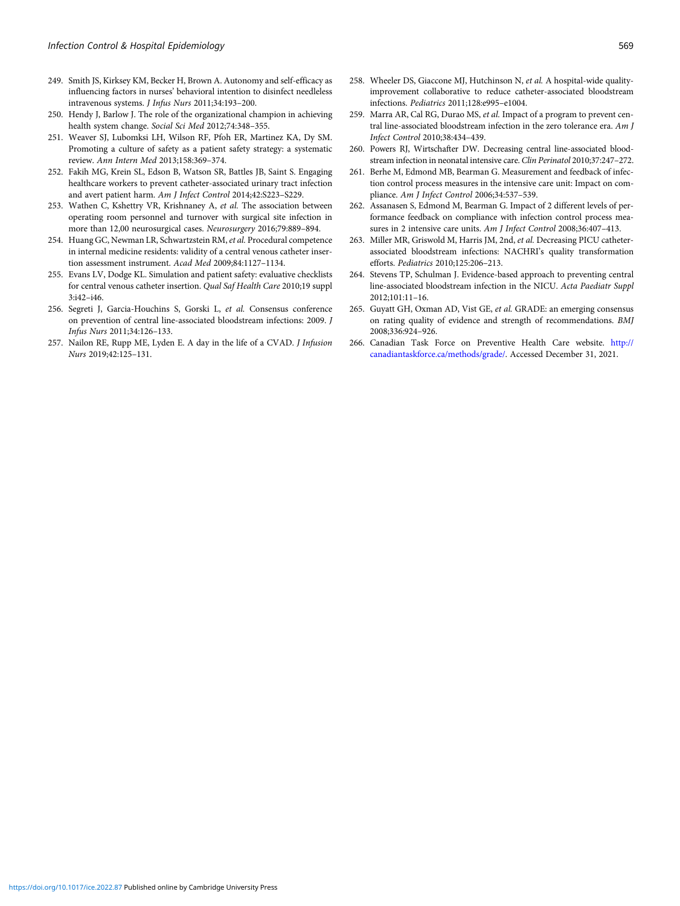249. Smith JS, Kirksey KM, Becker H, Brown A. Autonomy and self-efficacy as influencing factors in nurses' behavioral intention to disinfect needleless intravenous systems. *J Infus Nurs* 2011;34:193–200.
250. Hendy J, Barlow J. The role of the organizational champion in achieving health system change. *Social Sci Med* 2012;74:348–355.
251. Weaver SJ, Lubomksi LH, Wilson RF, Pfoh ER, Martinez KA, Dy SM. Promoting a culture of safety as a patient safety strategy: a systematic review. *Ann Intern Med* 2013;158:369–374.
252. Fakih MG, Krein SL, Edson B, Watson SR, Battles JB, Saint S. Engaging healthcare workers to prevent catheter-associated urinary tract infection and avert patient harm. *Am J Infect Control* 2014;42:S223–S229.
253. Wathen C, Kshettry VR, Krishnaney A, *et al.* The association between operating room personnel and turnover with surgical site infection in more than 12,00 neurosurgical cases. *Neurosurgery* 2016;79:889–894.
254. Huang GC, Newman LR, Schwartzstein RM, *et al.* Procedural competence in internal medicine residents: validity of a central venous catheter insertion assessment instrument. *Acad Med* 2009;84:1127–1134.
255. Evans LV, Dodge KL. Simulation and patient safety: evaluative checklists for central venous catheter insertion. *Qual Saf Health Care* 2010;19 suppl 3:i42–i46.
256. Segreti J, Garcia-Houchins S, Gorski L, *et al.* Consensus conference on prevention of central line-associated bloodstream infections: 2009. *J Infus Nurs* 2011;34:126–133.
257. Nailon RE, Rupp ME, Lyden E. A day in the life of a CVAD. *J Infusion Nurs* 2019;42:125–131.
258. Wheeler DS, Giaccone MJ, Hutchinson N, *et al.* A hospital-wide quality-improvement collaborative to reduce catheter-associated bloodstream infections. *Pediatrics* 2011;128:e995–e1004.
259. Marra AR, Cal RG, Durao MS, *et al.* Impact of a program to prevent central line-associated bloodstream infection in the zero tolerance era. *Am J Infect Control* 2010;38:434–439.
260. Powers RJ, Wirtschafter DW. Decreasing central line-associated bloodstream infection in neonatal intensive care. *Clin Perinatol* 2010;37:247–272.
261. Berhe M, Edmond MB, Bearman G. Measurement and feedback of infection control process measures in the intensive care unit: Impact on compliance. *Am J Infect Control* 2006;34:537–539.
262. Assanasen S, Edmond M, Bearman G. Impact of 2 different levels of performance feedback on compliance with infection control process measures in 2 intensive care units. *Am J Infect Control* 2008;36:407–413.
263. Miller MR, Griswold M, Harris JM, 2nd, *et al.* Decreasing PICU catheter-associated bloodstream infections: NACHRI's quality transformation efforts. *Pediatrics* 2010;125:206–213.
264. Stevens TP, Schulman J. Evidence-based approach to preventing central line-associated bloodstream infection in the NICU. *Acta Paediatr Suppl* 2012;101:11–16.
265. Guyatt GH, Oxman AD, Vist GE, *et al.* GRADE: an emerging consensus on rating quality of evidence and strength of recommendations. *BMJ* 2008;336:924–926.
266. Canadian Task Force on Preventive Health Care website. http://canadiantaskforce.ca/methods/grade/. Accessed December 31, 2021.